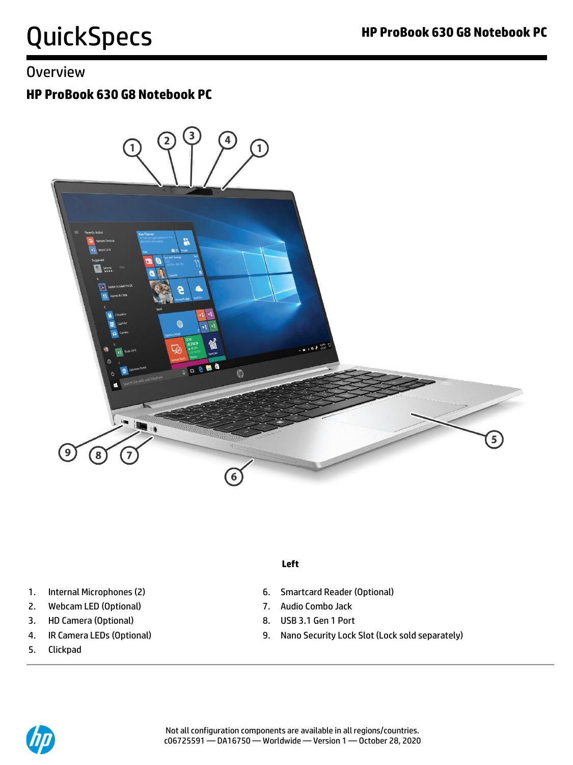# QuickSpecs

## Overview

### HP ProBook 630 G8 Notebook PC

**Left**

1. Internal Microphones (2)
2. Webcam LED (Optional)
3. HD Camera (Optional)
4. IR Camera LEDs (Optional)
5. Clickpad
6. Smartcard Reader (Optional)
7. Audio Combo Jack
8. USB 3.1 Gen 1 Port
9. Nano Security Lock Slot (Lock sold separately)

Not all configuration components are available in all regions/countries.
c06725591 — DA16750 — Worldwide — Version 1 — October 28, 2020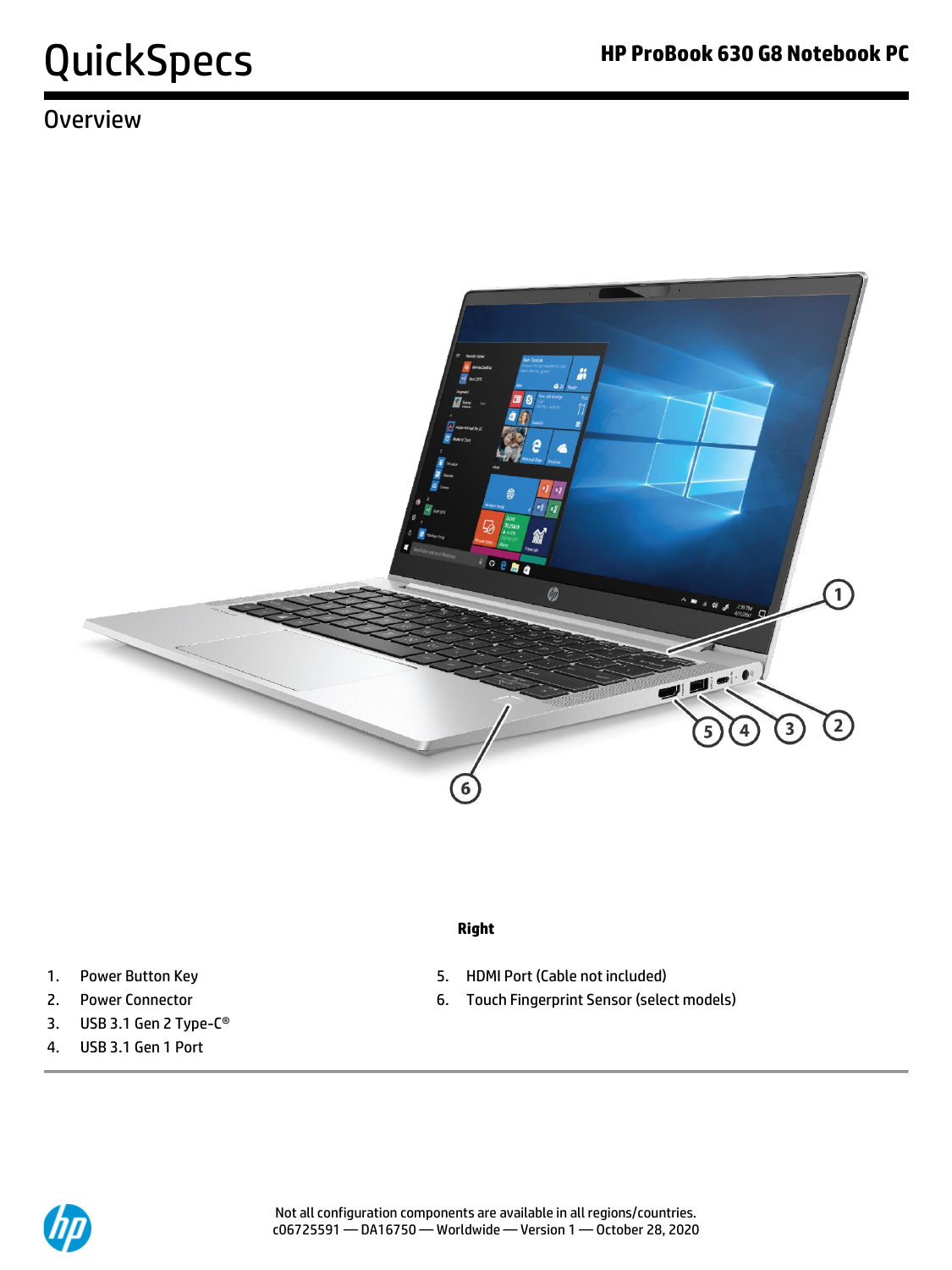# QuickSpecs

## HP ProBook 630 G8 Notebook PC

## Overview

**Right**

1. Power Button Key
2. Power Connector
3. USB 3.1 Gen 2 Type-C®
4. USB 3.1 Gen 1 Port
5. HDMI Port (Cable not included)
6. Touch Fingerprint Sensor (select models)

Not all configuration components are available in all regions/countries.
c06725591 — DA16750 — Worldwide — Version 1 — October 28, 2020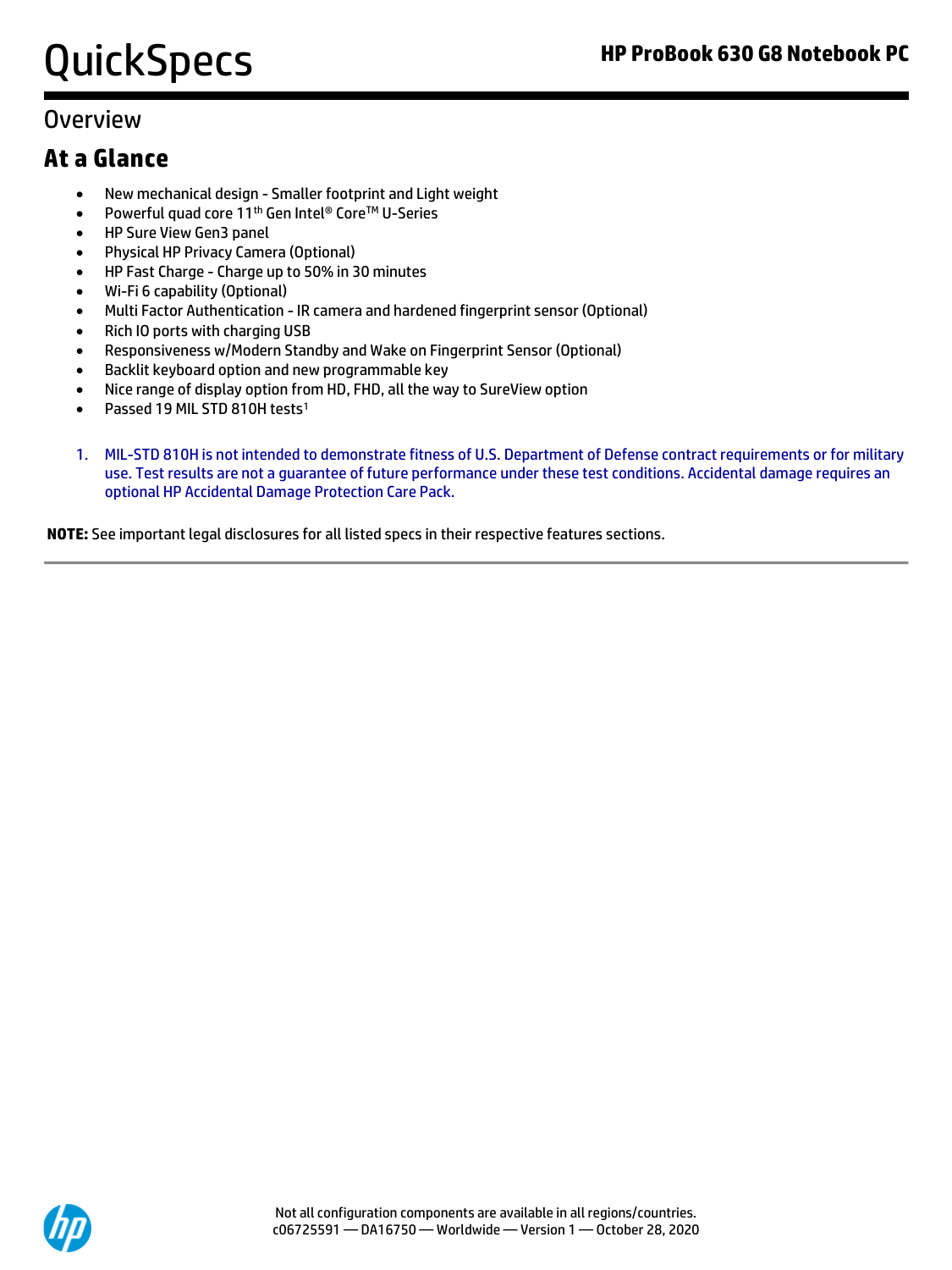## Overview

### At a Glance

- New mechanical design - Smaller footprint and Light weight
- Powerful quad core 11th Gen Intel® Core™ U-Series
- HP Sure View Gen3 panel
- Physical HP Privacy Camera (Optional)
- HP Fast Charge - Charge up to 50% in 30 minutes
- Wi-Fi 6 capability (Optional)
- Multi Factor Authentication - IR camera and hardened fingerprint sensor (Optional)
- Rich IO ports with charging USB
- Responsiveness w/Modern Standby and Wake on Fingerprint Sensor (Optional)
- Backlit keyboard option and new programmable key
- Nice range of display option from HD, FHD, all the way to SureView option
- Passed 19 MIL STD 810H tests[1]

1. MIL-STD 810H is not intended to demonstrate fitness of U.S. Department of Defense contract requirements or for military use. Test results are not a guarantee of future performance under these test conditions. Accidental damage requires an optional HP Accidental Damage Protection Care Pack.

**NOTE:** See important legal disclosures for all listed specs in their respective features sections.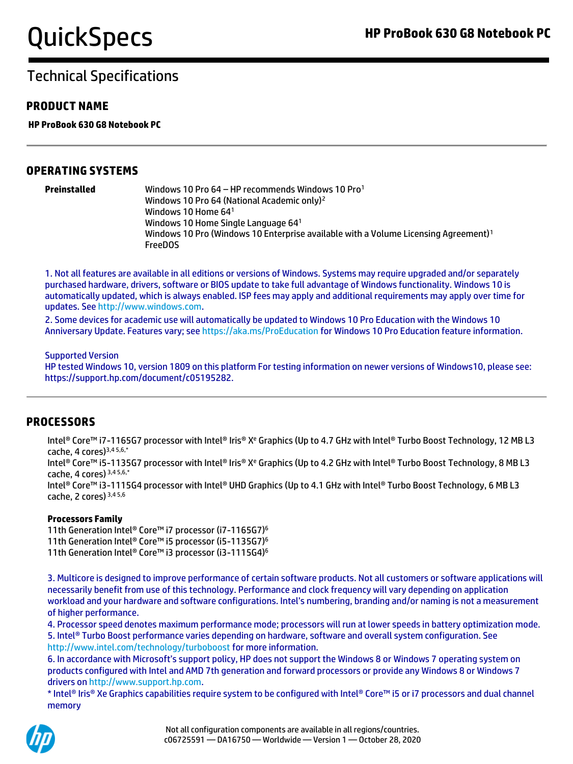# Technical Specifications

## PRODUCT NAME

**HP ProBook 630 G8 Notebook PC**

## OPERATING SYSTEMS

**Preinstalled**

Windows 10 Pro 64 – HP recommends Windows 10 Pro[1]
Windows 10 Pro 64 (National Academic only)[2]
Windows 10 Home 64[1]
Windows 10 Home Single Language 64[1]
Windows 10 Pro (Windows 10 Enterprise available with a Volume Licensing Agreement)[1]
FreeDOS

1. Not all features are available in all editions or versions of Windows. Systems may require upgraded and/or separately purchased hardware, drivers, software or BIOS update to take full advantage of Windows functionality. Windows 10 is automatically updated, which is always enabled. ISP fees may apply and additional requirements may apply over time for updates. See http://www.windows.com.
2. Some devices for academic use will automatically be updated to Windows 10 Pro Education with the Windows 10 Anniversary Update. Features vary; see https://aka.ms/ProEducation for Windows 10 Pro Education feature information.

Supported Version
HP tested Windows 10, version 1809 on this platform For testing information on newer versions of Windows10, please see: https://support.hp.com/document/c05195282.

## PROCESSORS

Intel® Core™ i7-1165G7 processor with Intel® Iris® Xᵉ Graphics (Up to 4.7 GHz with Intel® Turbo Boost Technology, 12 MB L3 cache, 4 cores)[3,4 5,6,*]
Intel® Core™ i5-1135G7 processor with Intel® Iris® Xᵉ Graphics (Up to 4.2 GHz with Intel® Turbo Boost Technology, 8 MB L3 cache, 4 cores)[3,4 5,6,*]
Intel® Core™ i3-1115G4 processor with Intel® UHD Graphics (Up to 4.1 GHz with Intel® Turbo Boost Technology, 6 MB L3 cache, 2 cores)[3,4 5,6]

**Processors Family**

11th Generation Intel® Core™ i7 processor (i7-1165G7)[6]
11th Generation Intel® Core™ i5 processor (i5-1135G7)[6]
11th Generation Intel® Core™ i3 processor (i3-1115G4)[6]

3. Multicore is designed to improve performance of certain software products. Not all customers or software applications will necessarily benefit from use of this technology. Performance and clock frequency will vary depending on application workload and your hardware and software configurations. Intel's numbering, branding and/or naming is not a measurement of higher performance.
4. Processor speed denotes maximum performance mode; processors will run at lower speeds in battery optimization mode.
5. Intel® Turbo Boost performance varies depending on hardware, software and overall system configuration. See http://www.intel.com/technology/turboboost for more information.
6. In accordance with Microsoft's support policy, HP does not support the Windows 8 or Windows 7 operating system on products configured with Intel and AMD 7th generation and forward processors or provide any Windows 8 or Windows 7 drivers on http://www.support.hp.com.

* Intel® Iris® Xe Graphics capabilities require system to be configured with Intel® Core™ i5 or i7 processors and dual channel memory

Not all configuration components are available in all regions/countries.
c06725591 — DA16750 — Worldwide — Version 1 — October 28, 2020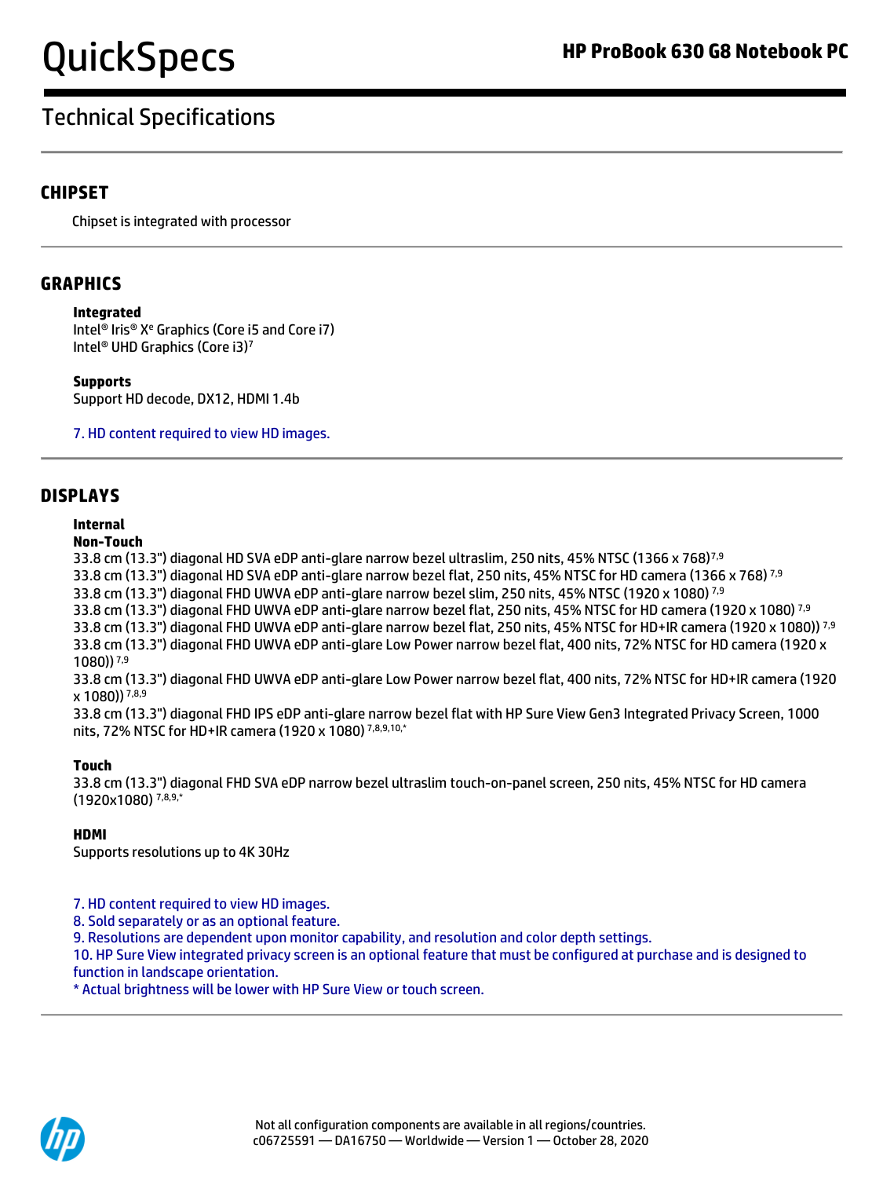## Technical Specifications

### CHIPSET

Chipset is integrated with processor

### GRAPHICS

**Integrated**
Intel® Iris® Xe Graphics (Core i5 and Core i7)
Intel® UHD Graphics (Core i3)[7]

**Supports**
Support HD decode, DX12, HDMI 1.4b

7. HD content required to view HD images.

### DISPLAYS

**Internal**
**Non-Touch**
33.8 cm (13.3") diagonal HD SVA eDP anti-glare narrow bezel ultraslim, 250 nits, 45% NTSC (1366 x 768)[7,9]
33.8 cm (13.3") diagonal HD SVA eDP anti-glare narrow bezel flat, 250 nits, 45% NTSC for HD camera (1366 x 768)[7,9]
33.8 cm (13.3") diagonal FHD UWVA eDP anti-glare narrow bezel slim, 250 nits, 45% NTSC (1920 x 1080)[7,9]
33.8 cm (13.3") diagonal FHD UWVA eDP anti-glare narrow bezel flat, 250 nits, 45% NTSC for HD camera (1920 x 1080)[7,9]
33.8 cm (13.3") diagonal FHD UWVA eDP anti-glare narrow bezel flat, 250 nits, 45% NTSC for HD+IR camera (1920 x 1080))[7,9]
33.8 cm (13.3") diagonal FHD UWVA eDP anti-glare Low Power narrow bezel flat, 400 nits, 72% NTSC for HD camera (1920 x 1080))[7,9]
33.8 cm (13.3") diagonal FHD UWVA eDP anti-glare Low Power narrow bezel flat, 400 nits, 72% NTSC for HD+IR camera (1920 x 1080))[7,8,9]
33.8 cm (13.3") diagonal FHD IPS eDP anti-glare narrow bezel flat with HP Sure View Gen3 Integrated Privacy Screen, 1000 nits, 72% NTSC for HD+IR camera (1920 x 1080)[7,8,9,10,*]

**Touch**
33.8 cm (13.3") diagonal FHD SVA eDP narrow bezel ultraslim touch-on-panel screen, 250 nits, 45% NTSC for HD camera (1920x1080)[7,8,9,*]

**HDMI**
Supports resolutions up to 4K 30Hz

7. HD content required to view HD images.
8. Sold separately or as an optional feature.
9. Resolutions are dependent upon monitor capability, and resolution and color depth settings.
10. HP Sure View integrated privacy screen is an optional feature that must be configured at purchase and is designed to function in landscape orientation.
* Actual brightness will be lower with HP Sure View or touch screen.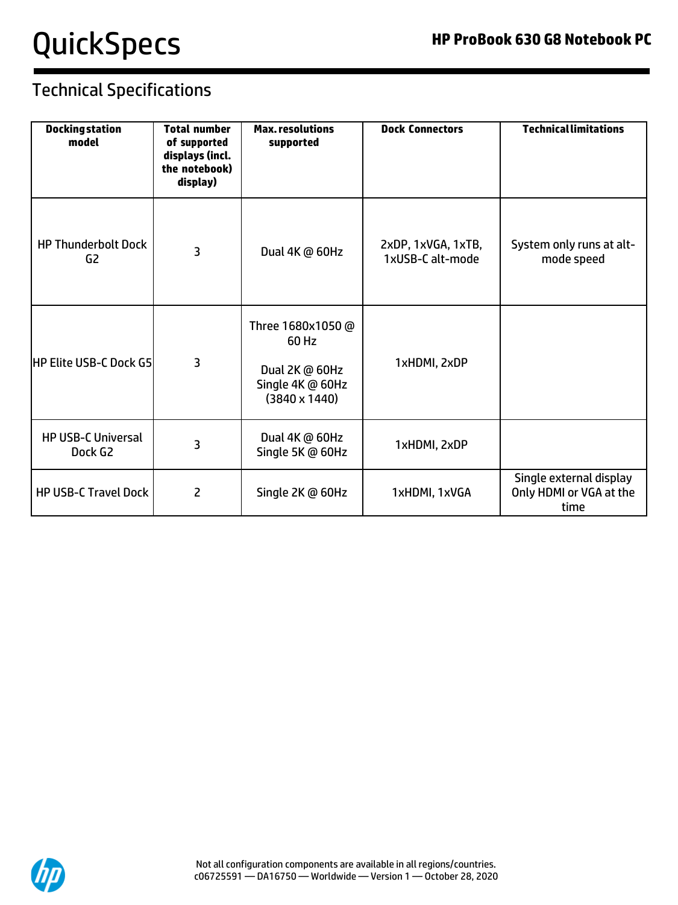## Technical Specifications

| Docking station model | Total number of supported displays (incl. the notebook) display) | Max. resolutions supported | Dock Connectors | Technical limitations |
|---|---|---|---|---|
| HP Thunderbolt Dock G2 | 3 | Dual 4K @ 60Hz | 2xDP, 1xVGA, 1xTB, 1xUSB-C alt-mode | System only runs at alt-mode speed |
| HP Elite USB-C Dock G5 | 3 | Three 1680x1050 @ 60 Hz<br><br>Dual 2K @ 60Hz<br>Single 4K @ 60Hz (3840 x 1440) | 1xHDMI, 2xDP | |
| HP USB-C Universal Dock G2 | 3 | Dual 4K @ 60Hz<br>Single 5K @ 60Hz | 1xHDMI, 2xDP | |
| HP USB-C Travel Dock | 2 | Single 2K @ 60Hz | 1xHDMI, 1xVGA | Single external display Only HDMI or VGA at the time |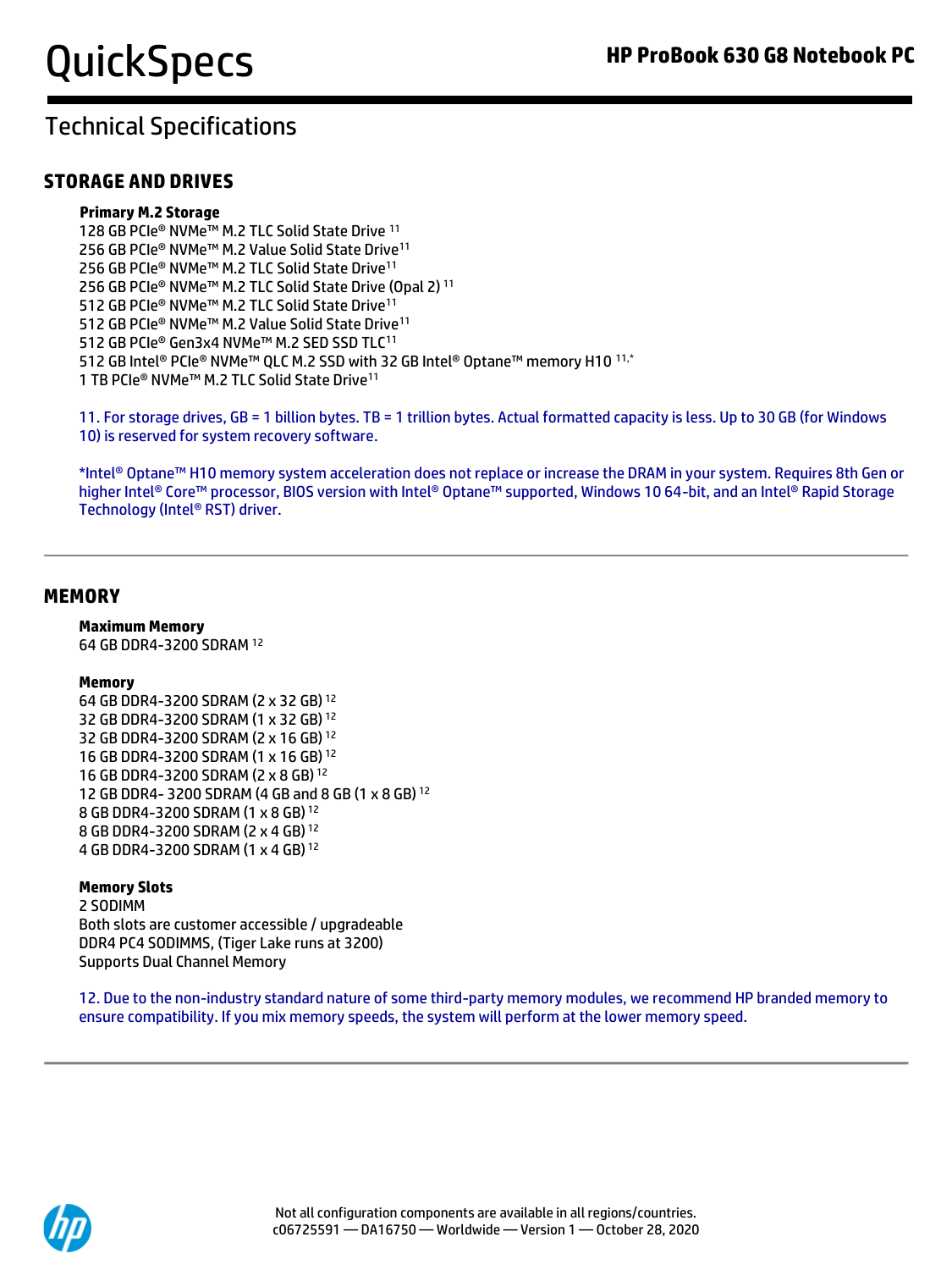## Technical Specifications

### STORAGE AND DRIVES

**Primary M.2 Storage**

128 GB PCIe® NVMe™ M.2 TLC Solid State Drive [11]
256 GB PCIe® NVMe™ M.2 Value Solid State Drive[11]
256 GB PCIe® NVMe™ M.2 TLC Solid State Drive[11]
256 GB PCIe® NVMe™ M.2 TLC Solid State Drive (Opal 2) [11]
512 GB PCIe® NVMe™ M.2 TLC Solid State Drive[11]
512 GB PCIe® NVMe™ M.2 Value Solid State Drive[11]
512 GB PCIe® Gen3x4 NVMe™ M.2 SED SSD TLC[11]
512 GB Intel® PCIe® NVMe™ QLC M.2 SSD with 32 GB Intel® Optane™ memory H10 [11,*]
1 TB PCIe® NVMe™ M.2 TLC Solid State Drive[11]

11. For storage drives, GB = 1 billion bytes. TB = 1 trillion bytes. Actual formatted capacity is less. Up to 30 GB (for Windows 10) is reserved for system recovery software.

*Intel® Optane™ H10 memory system acceleration does not replace or increase the DRAM in your system. Requires 8th Gen or higher Intel® Core™ processor, BIOS version with Intel® Optane™ supported, Windows 10 64-bit, and an Intel® Rapid Storage Technology (Intel® RST) driver.

### MEMORY

**Maximum Memory**

64 GB DDR4-3200 SDRAM [12]

**Memory**

64 GB DDR4-3200 SDRAM (2 x 32 GB) [12]
32 GB DDR4-3200 SDRAM (1 x 32 GB) [12]
32 GB DDR4-3200 SDRAM (2 x 16 GB) [12]
16 GB DDR4-3200 SDRAM (1 x 16 GB) [12]
16 GB DDR4-3200 SDRAM (2 x 8 GB) [12]
12 GB DDR4- 3200 SDRAM (4 GB and 8 GB (1 x 8 GB) [12]
8 GB DDR4-3200 SDRAM (1 x 8 GB) [12]
8 GB DDR4-3200 SDRAM (2 x 4 GB) [12]
4 GB DDR4-3200 SDRAM (1 x 4 GB) [12]

**Memory Slots**

2 SODIMM
Both slots are customer accessible / upgradeable
DDR4 PC4 SODIMMS, (Tiger Lake runs at 3200)
Supports Dual Channel Memory

12. Due to the non-industry standard nature of some third-party memory modules, we recommend HP branded memory to ensure compatibility. If you mix memory speeds, the system will perform at the lower memory speed.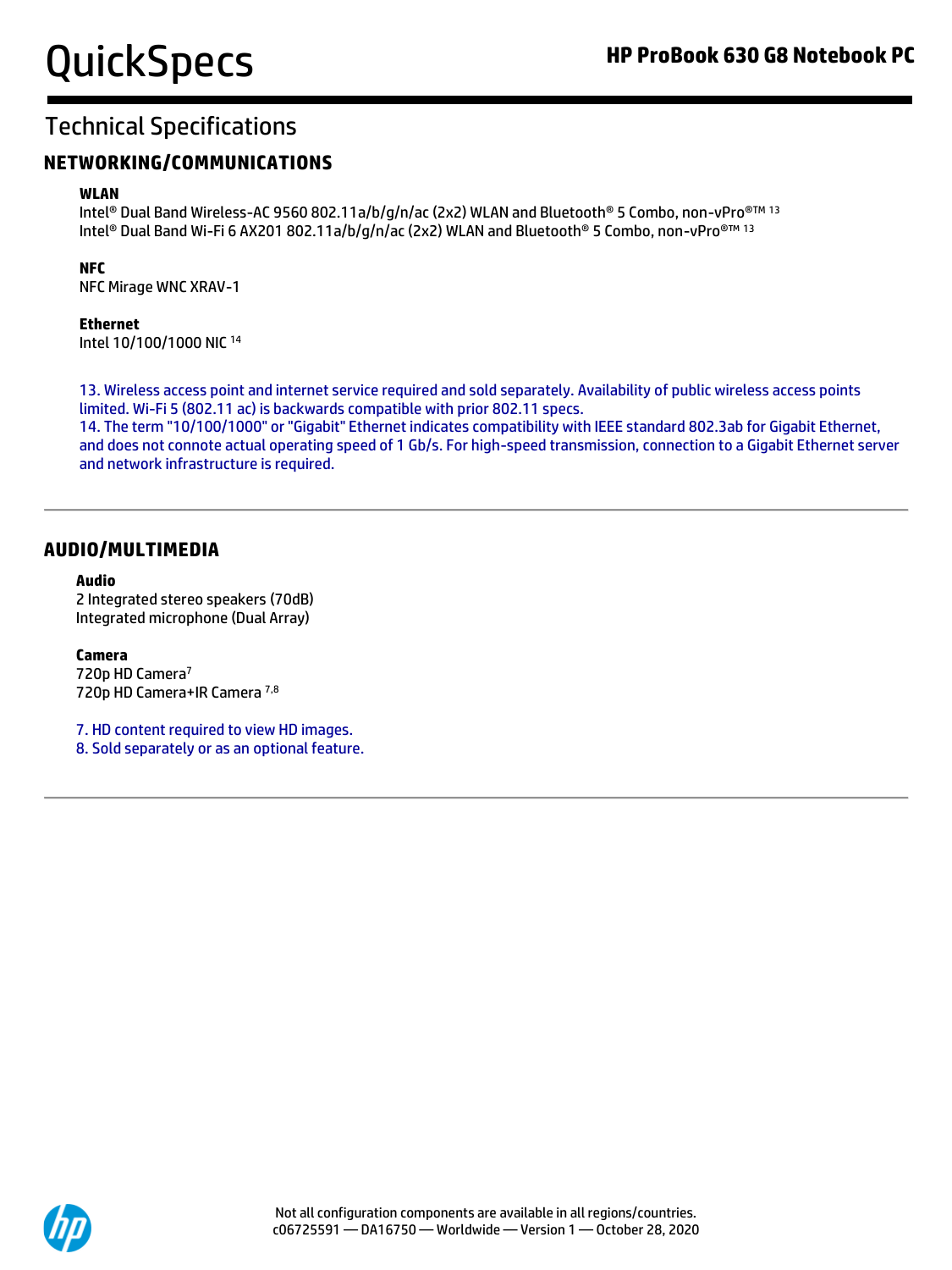## Technical Specifications

### NETWORKING/COMMUNICATIONS

**WLAN**
Intel® Dual Band Wireless-AC 9560 802.11a/b/g/n/ac (2x2) WLAN and Bluetooth® 5 Combo, non-vPro®™ [13]
Intel® Dual Band Wi-Fi 6 AX201 802.11a/b/g/n/ac (2x2) WLAN and Bluetooth® 5 Combo, non-vPro®™ [13]

**NFC**
NFC Mirage WNC XRAV-1

**Ethernet**
Intel 10/100/1000 NIC [14]

13. Wireless access point and internet service required and sold separately. Availability of public wireless access points limited. Wi-Fi 5 (802.11 ac) is backwards compatible with prior 802.11 specs.
14. The term "10/100/1000" or "Gigabit" Ethernet indicates compatibility with IEEE standard 802.3ab for Gigabit Ethernet, and does not connote actual operating speed of 1 Gb/s. For high-speed transmission, connection to a Gigabit Ethernet server and network infrastructure is required.

---

### AUDIO/MULTIMEDIA

**Audio**
2 Integrated stereo speakers (70dB)
Integrated microphone (Dual Array)

**Camera**
720p HD Camera[7]
720p HD Camera+IR Camera [7,8]

7. HD content required to view HD images.
8. Sold separately or as an optional feature.

---

Not all configuration components are available in all regions/countries.
c06725591 — DA16750 — Worldwide — Version 1 — October 28, 2020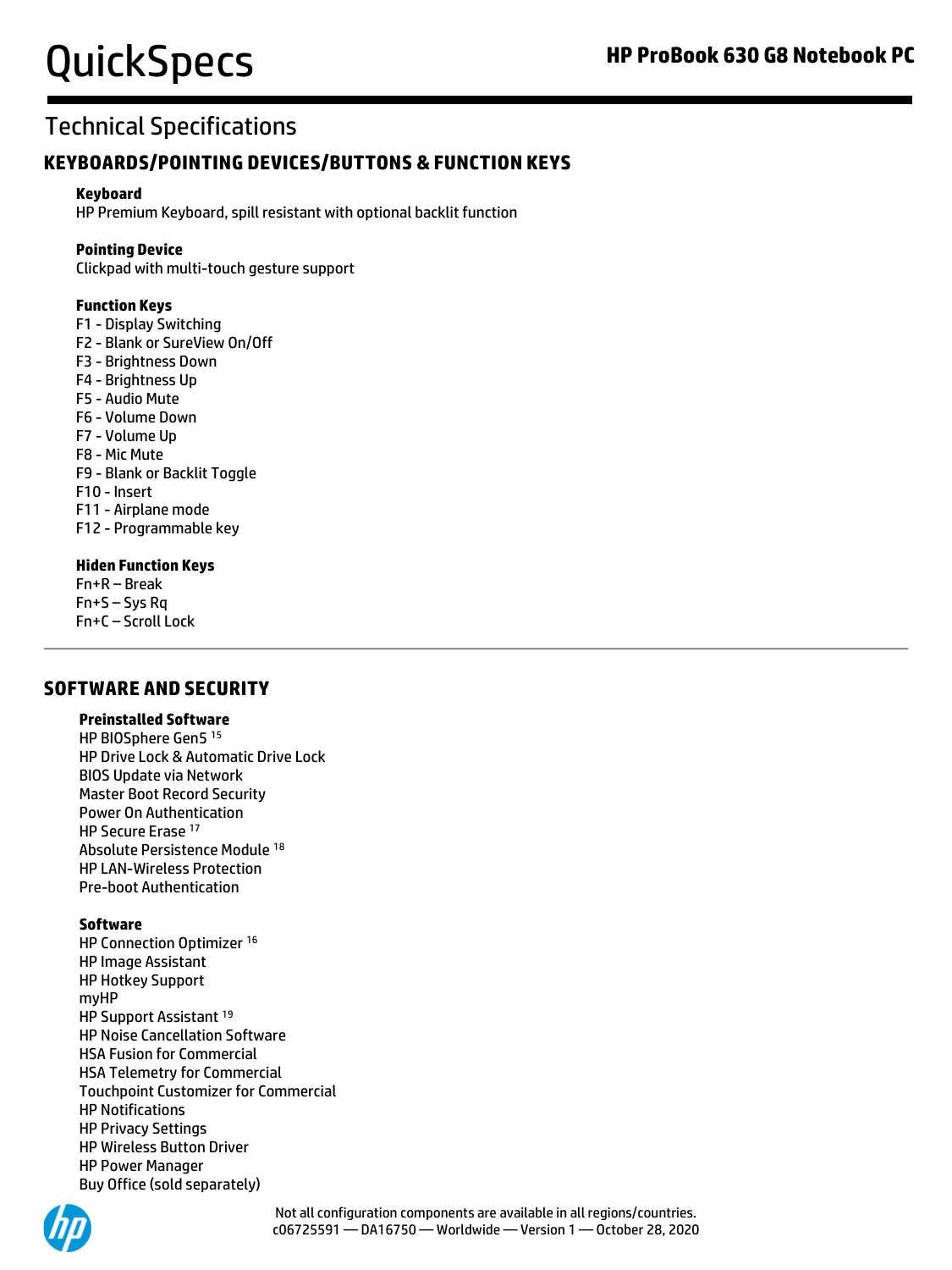# Technical Specifications

## KEYBOARDS/POINTING DEVICES/BUTTONS & FUNCTION KEYS

**Keyboard**
HP Premium Keyboard, spill resistant with optional backlit function

**Pointing Device**
Clickpad with multi-touch gesture support

**Function Keys**
F1 - Display Switching
F2 - Blank or SureView On/Off
F3 - Brightness Down
F4 - Brightness Up
F5 - Audio Mute
F6 - Volume Down
F7 - Volume Up
F8 - Mic Mute
F9 - Blank or Backlit Toggle
F10 - Insert
F11 - Airplane mode
F12 - Programmable key

**Hiden Function Keys**
Fn+R – Break
Fn+S – Sys Rq
Fn+C – Scroll Lock

## SOFTWARE AND SECURITY

**Preinstalled Software**
HP BIOSphere Gen5 [15]
HP Drive Lock & Automatic Drive Lock
BIOS Update via Network
Master Boot Record Security
Power On Authentication
HP Secure Erase [17]
Absolute Persistence Module [18]
HP LAN-Wireless Protection
Pre-boot Authentication

**Software**
HP Connection Optimizer [16]
HP Image Assistant
HP Hotkey Support
myHP
HP Support Assistant [19]
HP Noise Cancellation Software
HSA Fusion for Commercial
HSA Telemetry for Commercial
Touchpoint Customizer for Commercial
HP Notifications
HP Privacy Settings
HP Wireless Button Driver
HP Power Manager
Buy Office (sold separately)

Not all configuration components are available in all regions/countries.
c06725591 — DA16750 — Worldwide — Version 1 — October 28, 2020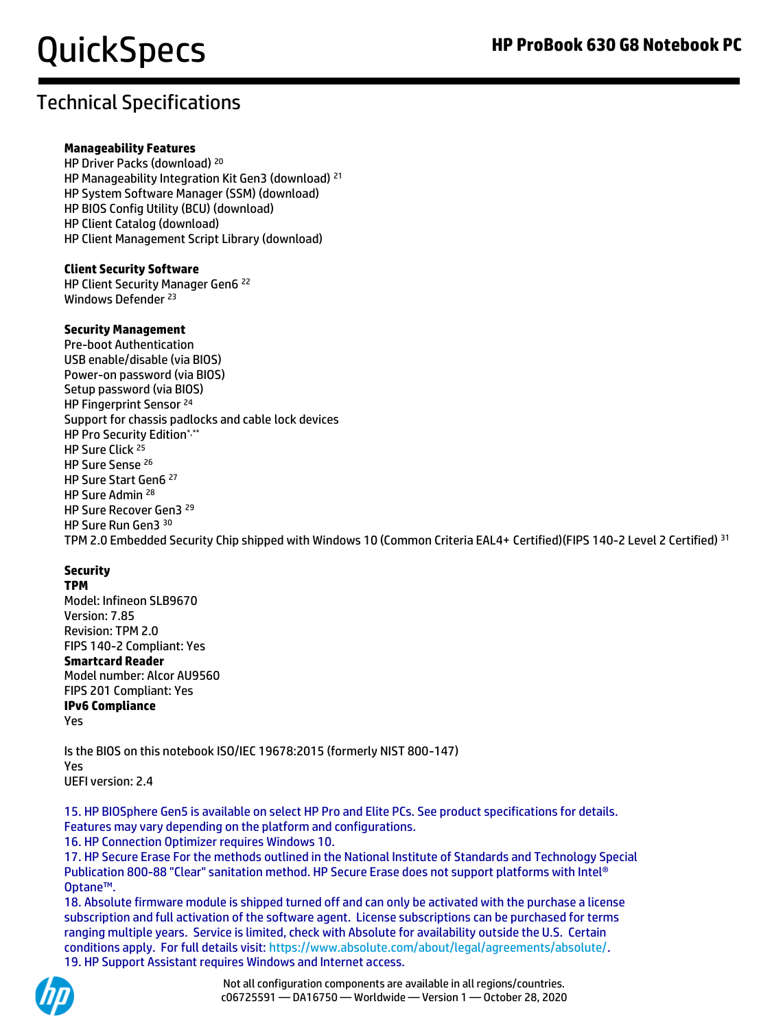## Technical Specifications

**Manageability Features**
HP Driver Packs (download) [20]
HP Manageability Integration Kit Gen3 (download) [21]
HP System Software Manager (SSM) (download)
HP BIOS Config Utility (BCU) (download)
HP Client Catalog (download)
HP Client Management Script Library (download)

**Client Security Software**
HP Client Security Manager Gen6 [22]
Windows Defender [23]

**Security Management**
Pre-boot Authentication
USB enable/disable (via BIOS)
Power-on password (via BIOS)
Setup password (via BIOS)
HP Fingerprint Sensor [24]
Support for chassis padlocks and cable lock devices
HP Pro Security Edition[*,**]
HP Sure Click [25]
HP Sure Sense [26]
HP Sure Start Gen6 [27]
HP Sure Admin [28]
HP Sure Recover Gen3 [29]
HP Sure Run Gen3 [30]
TPM 2.0 Embedded Security Chip shipped with Windows 10 (Common Criteria EAL4+ Certified)(FIPS 140-2 Level 2 Certified) [31]

**Security**
**TPM**
Model: Infineon SLB9670
Version: 7.85
Revision: TPM 2.0
FIPS 140-2 Compliant: Yes
**Smartcard Reader**
Model number: Alcor AU9560
FIPS 201 Compliant: Yes
**IPv6 Compliance**
Yes

Is the BIOS on this notebook ISO/IEC 19678:2015 (formerly NIST 800-147)
Yes
UEFI version: 2.4

15. HP BIOSphere Gen5 is available on select HP Pro and Elite PCs. See product specifications for details. Features may vary depending on the platform and configurations.
16. HP Connection Optimizer requires Windows 10.
17. HP Secure Erase For the methods outlined in the National Institute of Standards and Technology Special Publication 800-88 "Clear" sanitation method. HP Secure Erase does not support platforms with Intel® Optane™.
18. Absolute firmware module is shipped turned off and can only be activated with the purchase a license subscription and full activation of the software agent. License subscriptions can be purchased for terms ranging multiple years. Service is limited, check with Absolute for availability outside the U.S. Certain conditions apply. For full details visit: https://www.absolute.com/about/legal/agreements/absolute/.
19. HP Support Assistant requires Windows and Internet access.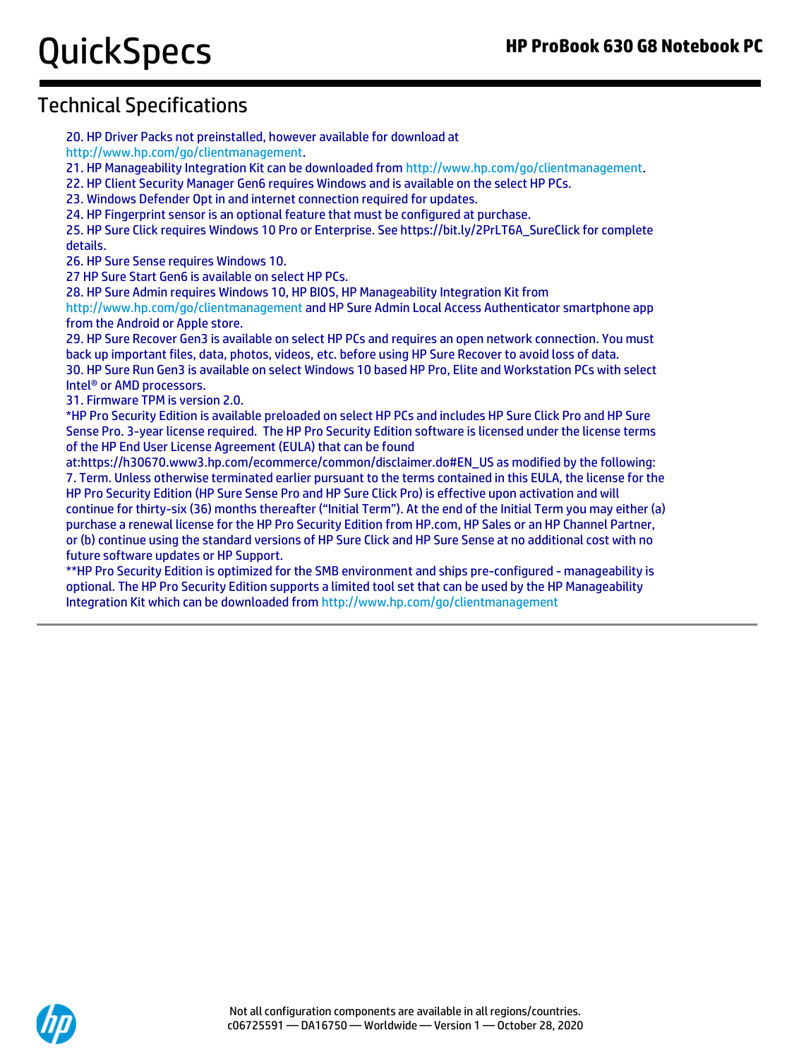## Technical Specifications

20. HP Driver Packs not preinstalled, however available for download at http://www.hp.com/go/clientmanagement.
21. HP Manageability Integration Kit can be downloaded from http://www.hp.com/go/clientmanagement.
22. HP Client Security Manager Gen6 requires Windows and is available on the select HP PCs.
23. Windows Defender Opt in and internet connection required for updates.
24. HP Fingerprint sensor is an optional feature that must be configured at purchase.
25. HP Sure Click requires Windows 10 Pro or Enterprise. See https://bit.ly/2PrLT6A_SureClick for complete details.
26. HP Sure Sense requires Windows 10.
27 HP Sure Start Gen6 is available on select HP PCs.
28. HP Sure Admin requires Windows 10, HP BIOS, HP Manageability Integration Kit from http://www.hp.com/go/clientmanagement and HP Sure Admin Local Access Authenticator smartphone app from the Android or Apple store.
29. HP Sure Recover Gen3 is available on select HP PCs and requires an open network connection. You must back up important files, data, photos, videos, etc. before using HP Sure Recover to avoid loss of data.
30. HP Sure Run Gen3 is available on select Windows 10 based HP Pro, Elite and Workstation PCs with select Intel® or AMD processors.
31. Firmware TPM is version 2.0.

*HP Pro Security Edition is available preloaded on select HP PCs and includes HP Sure Click Pro and HP Sure Sense Pro. 3-year license required. The HP Pro Security Edition software is licensed under the license terms of the HP End User License Agreement (EULA) that can be found at:https://h30670.www3.hp.com/ecommerce/common/disclaimer.do#EN_US as modified by the following: 7. Term. Unless otherwise terminated earlier pursuant to the terms contained in this EULA, the license for the HP Pro Security Edition (HP Sure Sense Pro and HP Sure Click Pro) is effective upon activation and will continue for thirty-six (36) months thereafter ("Initial Term"). At the end of the Initial Term you may either (a) purchase a renewal license for the HP Pro Security Edition from HP.com, HP Sales or an HP Channel Partner, or (b) continue using the standard versions of HP Sure Click and HP Sure Sense at no additional cost with no future software updates or HP Support.

**HP Pro Security Edition is optimized for the SMB environment and ships pre-configured - manageability is optional. The HP Pro Security Edition supports a limited tool set that can be used by the HP Manageability Integration Kit which can be downloaded from http://www.hp.com/go/clientmanagement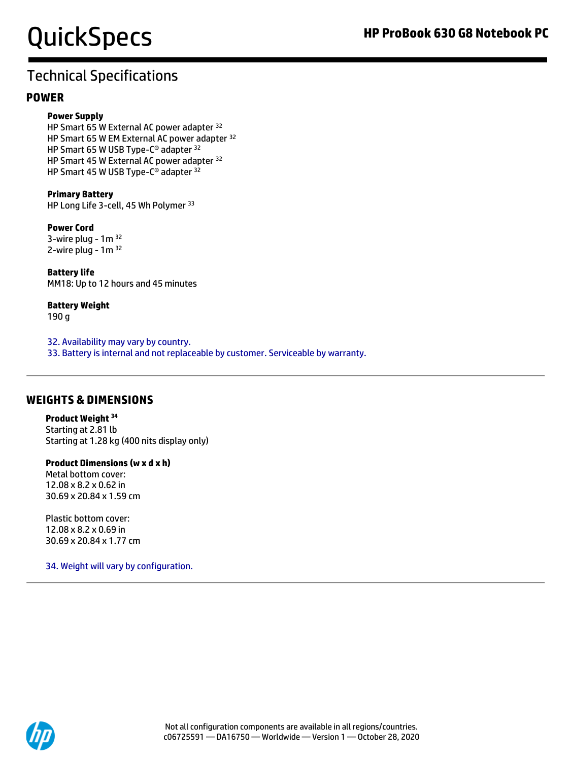## Technical Specifications

### POWER

**Power Supply**
HP Smart 65 W External AC power adapter [32]
HP Smart 65 W EM External AC power adapter [32]
HP Smart 65 W USB Type-C® adapter [32]
HP Smart 45 W External AC power adapter [32]
HP Smart 45 W USB Type-C® adapter [32]

**Primary Battery**
HP Long Life 3-cell, 45 Wh Polymer [33]

**Power Cord**
3-wire plug - 1m [32]
2-wire plug - 1m [32]

**Battery life**
MM18: Up to 12 hours and 45 minutes

**Battery Weight**
190 g

32. Availability may vary by country.
33. Battery is internal and not replaceable by customer. Serviceable by warranty.

### WEIGHTS & DIMENSIONS

**Product Weight [34]**
Starting at 2.81 lb
Starting at 1.28 kg (400 nits display only)

**Product Dimensions (w x d x h)**
Metal bottom cover:
12.08 x 8.2 x 0.62 in
30.69 x 20.84 x 1.59 cm

Plastic bottom cover:
12.08 x 8.2 x 0.69 in
30.69 x 20.84 x 1.77 cm

34. Weight will vary by configuration.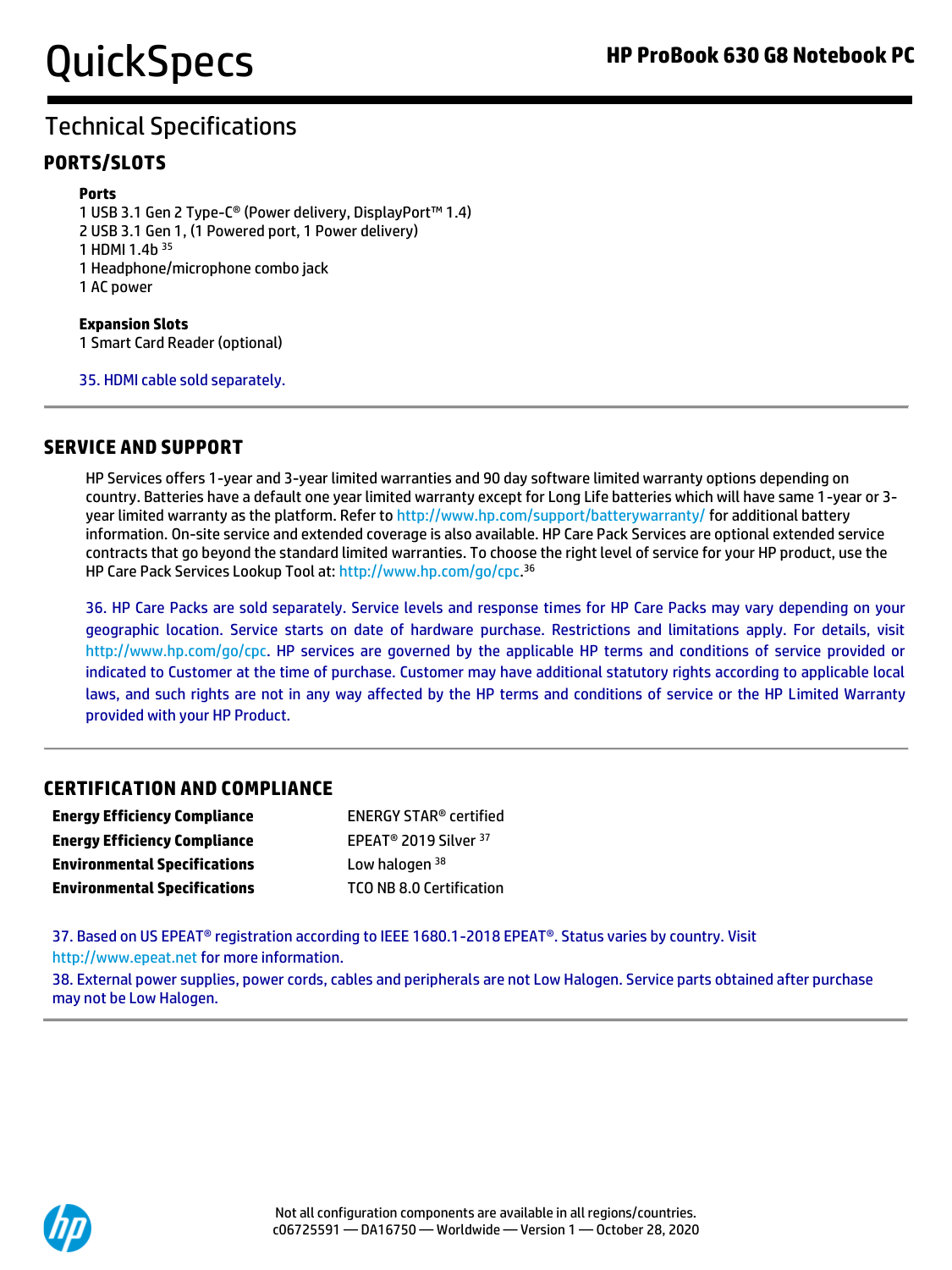# Technical Specifications

## PORTS/SLOTS

**Ports**

1 USB 3.1 Gen 2 Type-C® (Power delivery, DisplayPort™ 1.4)
2 USB 3.1 Gen 1, (1 Powered port, 1 Power delivery)
1 HDMI 1.4b [35]
1 Headphone/microphone combo jack
1 AC power

**Expansion Slots**

1 Smart Card Reader (optional)

35. HDMI cable sold separately.

## SERVICE AND SUPPORT

HP Services offers 1-year and 3-year limited warranties and 90 day software limited warranty options depending on country. Batteries have a default one year limited warranty except for Long Life batteries which will have same 1-year or 3-year limited warranty as the platform. Refer to http://www.hp.com/support/batterywarranty/ for additional battery information. On-site service and extended coverage is also available. HP Care Pack Services are optional extended service contracts that go beyond the standard limited warranties. To choose the right level of service for your HP product, use the HP Care Pack Services Lookup Tool at: http://www.hp.com/go/cpc.[36]

36. HP Care Packs are sold separately. Service levels and response times for HP Care Packs may vary depending on your geographic location. Service starts on date of hardware purchase. Restrictions and limitations apply. For details, visit http://www.hp.com/go/cpc. HP services are governed by the applicable HP terms and conditions of service provided or indicated to Customer at the time of purchase. Customer may have additional statutory rights according to applicable local laws, and such rights are not in any way affected by the HP terms and conditions of service or the HP Limited Warranty provided with your HP Product.

## CERTIFICATION AND COMPLIANCE

| | |
|---|---|
| **Energy Efficiency Compliance** | ENERGY STAR® certified |
| **Energy Efficiency Compliance** | EPEAT® 2019 Silver [37] |
| **Environmental Specifications** | Low halogen [38] |
| **Environmental Specifications** | TCO NB 8.0 Certification |

37. Based on US EPEAT® registration according to IEEE 1680.1-2018 EPEAT®. Status varies by country. Visit http://www.epeat.net for more information.

38. External power supplies, power cords, cables and peripherals are not Low Halogen. Service parts obtained after purchase may not be Low Halogen.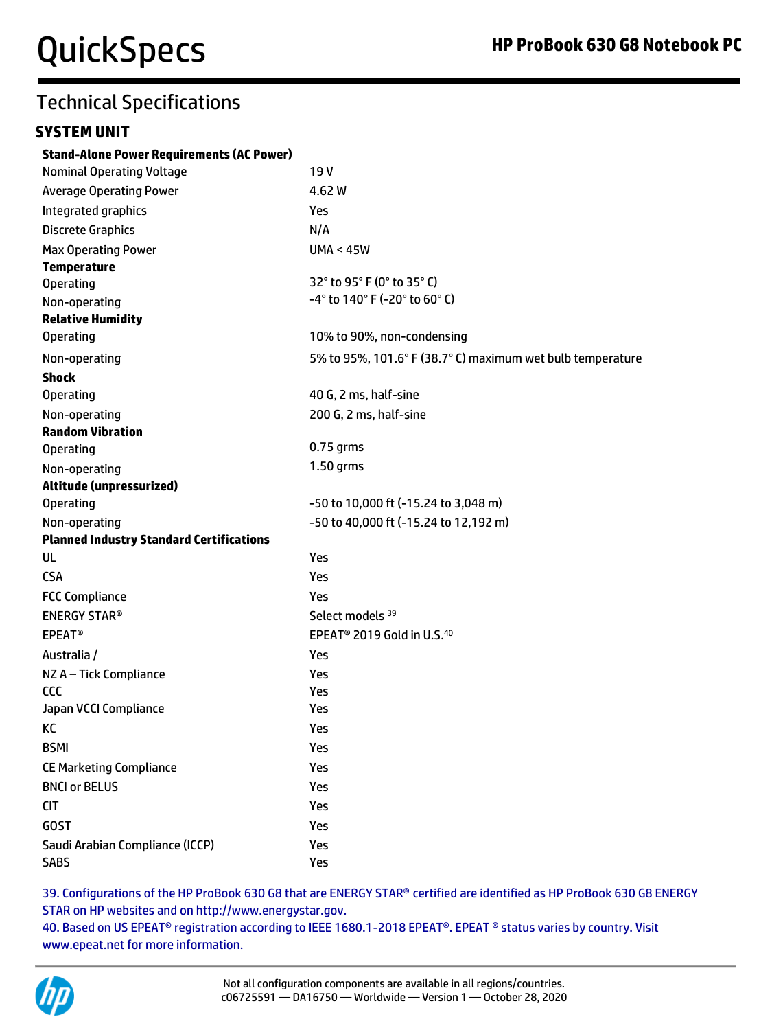# Technical Specifications

## SYSTEM UNIT

| | |
|---|---|
| **Stand-Alone Power Requirements (AC Power)** | |
| Nominal Operating Voltage | 19 V |
| Average Operating Power | 4.62 W |
| Integrated graphics | Yes |
| Discrete Graphics | N/A |
| Max Operating Power | UMA < 45W |
| **Temperature** | |
| Operating | 32° to 95° F (0° to 35° C) |
| Non-operating | -4° to 140° F (-20° to 60° C) |
| **Relative Humidity** | |
| Operating | 10% to 90%, non-condensing |
| Non-operating | 5% to 95%, 101.6° F (38.7° C) maximum wet bulb temperature |
| **Shock** | |
| Operating | 40 G, 2 ms, half-sine |
| Non-operating | 200 G, 2 ms, half-sine |
| **Random Vibration** | |
| Operating | 0.75 grms |
| Non-operating | 1.50 grms |
| **Altitude (unpressurized)** | |
| Operating | -50 to 10,000 ft (-15.24 to 3,048 m) |
| Non-operating | -50 to 40,000 ft (-15.24 to 12,192 m) |
| **Planned Industry Standard Certifications** | |
| UL | Yes |
| CSA | Yes |
| FCC Compliance | Yes |
| ENERGY STAR® | Select models [39] |
| EPEAT® | EPEAT® 2019 Gold in U.S.[40] |
| Australia / | Yes |
| NZ A – Tick Compliance | Yes |
| CCC | Yes |
| Japan VCCI Compliance | Yes |
| KC | Yes |
| BSMI | Yes |
| CE Marketing Compliance | Yes |
| BNCI or BELUS | Yes |
| CIT | Yes |
| GOST | Yes |
| Saudi Arabian Compliance (ICCP) | Yes |
| SABS | Yes |

39. Configurations of the HP ProBook 630 G8 that are ENERGY STAR® certified are identified as HP ProBook 630 G8 ENERGY STAR on HP websites and on http://www.energystar.gov.

40. Based on US EPEAT® registration according to IEEE 1680.1-2018 EPEAT®. EPEAT ® status varies by country. Visit www.epeat.net for more information.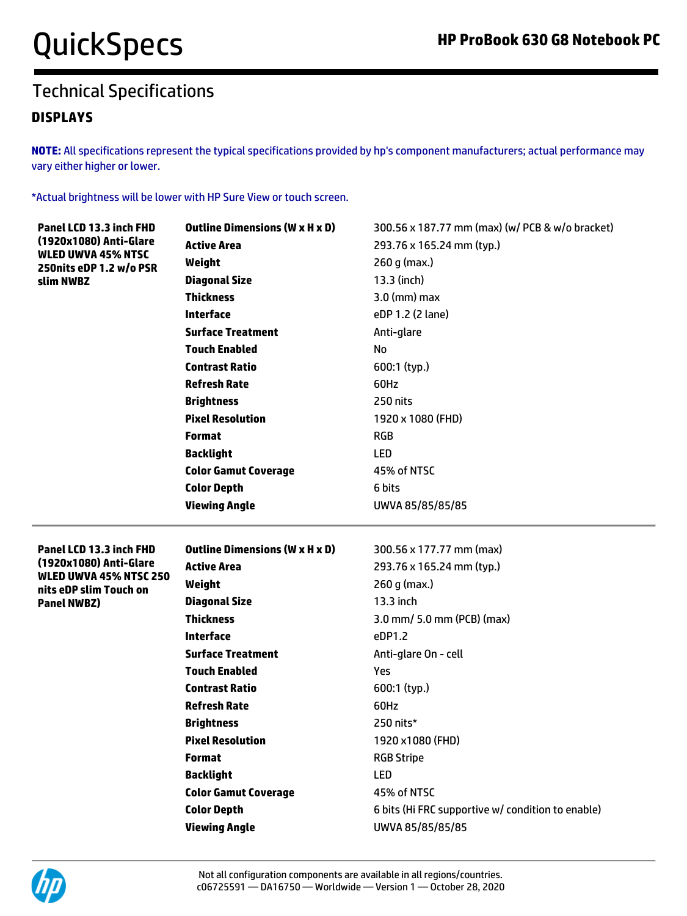## Technical Specifications

### DISPLAYS

**NOTE:** All specifications represent the typical specifications provided by hp's component manufacturers; actual performance may vary either higher or lower.

*Actual brightness will be lower with HP Sure View or touch screen.

| | | |
|---|---|---|
| **Panel LCD 13.3 inch FHD (1920x1080) Anti-Glare WLED UWVA 45% NTSC 250nits eDP 1.2 w/o PSR slim NWBZ** | **Outline Dimensions (W x H x D)** | 300.56 x 187.77 mm (max) (w/ PCB & w/o bracket) |
| | **Active Area** | 293.76 x 165.24 mm (typ.) |
| | **Weight** | 260 g (max.) |
| | **Diagonal Size** | 13.3 (inch) |
| | **Thickness** | 3.0 (mm) max |
| | **Interface** | eDP 1.2 (2 lane) |
| | **Surface Treatment** | Anti-glare |
| | **Touch Enabled** | No |
| | **Contrast Ratio** | 600:1 (typ.) |
| | **Refresh Rate** | 60Hz |
| | **Brightness** | 250 nits |
| | **Pixel Resolution** | 1920 x 1080 (FHD) |
| | **Format** | RGB |
| | **Backlight** | LED |
| | **Color Gamut Coverage** | 45% of NTSC |
| | **Color Depth** | 6 bits |
| | **Viewing Angle** | UWVA 85/85/85/85 |
| **Panel LCD 13.3 inch FHD (1920x1080) Anti-Glare WLED UWVA 45% NTSC 250 nits eDP slim Touch on Panel NWBZ)** | **Outline Dimensions (W x H x D)** | 300.56 x 177.77 mm (max) |
| | **Active Area** | 293.76 x 165.24 mm (typ.) |
| | **Weight** | 260 g (max.) |
| | **Diagonal Size** | 13.3 inch |
| | **Thickness** | 3.0 mm/ 5.0 mm (PCB) (max) |
| | **Interface** | eDP1.2 |
| | **Surface Treatment** | Anti-glare On - cell |
| | **Touch Enabled** | Yes |
| | **Contrast Ratio** | 600:1 (typ.) |
| | **Refresh Rate** | 60Hz |
| | **Brightness** | 250 nits* |
| | **Pixel Resolution** | 1920 x1080 (FHD) |
| | **Format** | RGB Stripe |
| | **Backlight** | LED |
| | **Color Gamut Coverage** | 45% of NTSC |
| | **Color Depth** | 6 bits (Hi FRC supportive w/ condition to enable) |
| | **Viewing Angle** | UWVA 85/85/85/85 |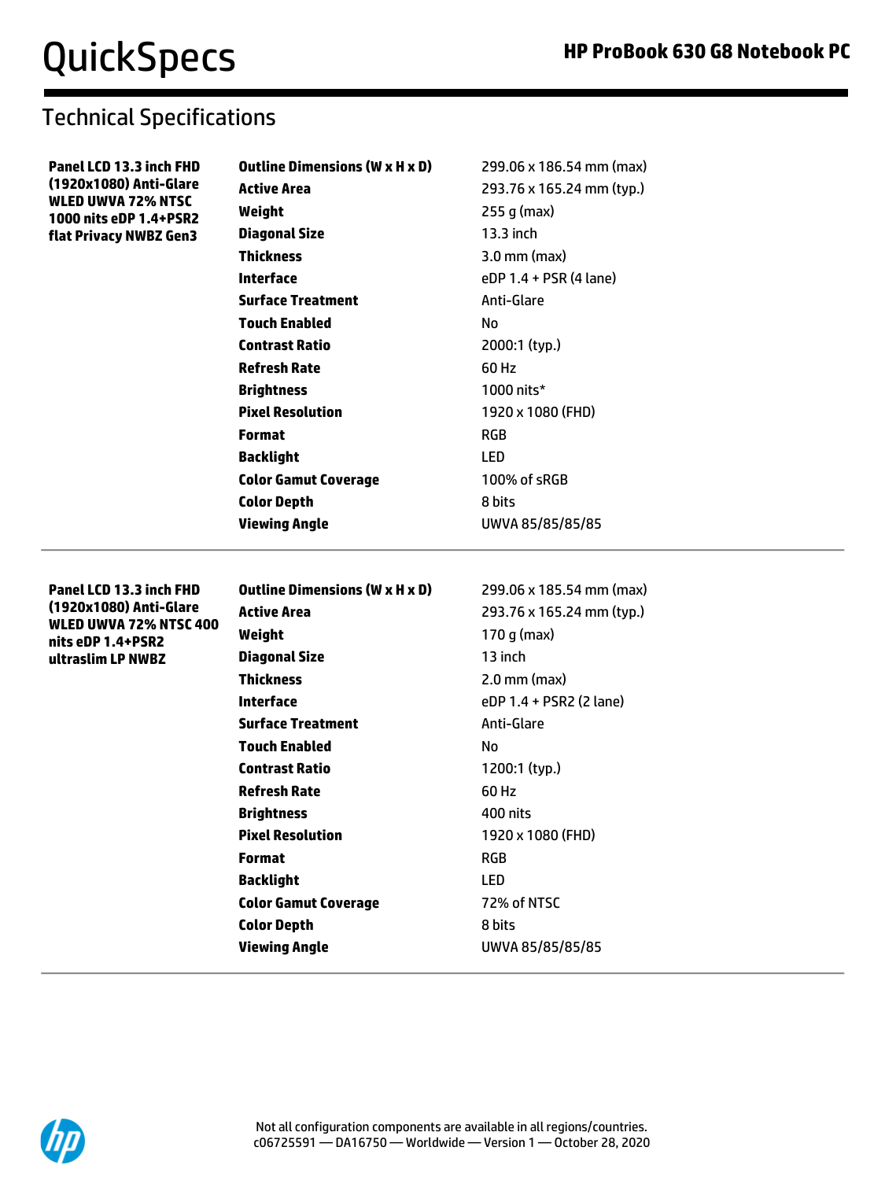## Technical Specifications

| Panel | Specification | Value |
|---|---|---|
| **Panel LCD 13.3 inch FHD (1920x1080) Anti-Glare WLED UWVA 72% NTSC 1000 nits eDP 1.4+PSR2 flat Privacy NWBZ Gen3** | **Outline Dimensions (W x H x D)** | 299.06 x 186.54 mm (max) |
| | **Active Area** | 293.76 x 165.24 mm (typ.) |
| | **Weight** | 255 g (max) |
| | **Diagonal Size** | 13.3 inch |
| | **Thickness** | 3.0 mm (max) |
| | **Interface** | eDP 1.4 + PSR (4 lane) |
| | **Surface Treatment** | Anti-Glare |
| | **Touch Enabled** | No |
| | **Contrast Ratio** | 2000:1 (typ.) |
| | **Refresh Rate** | 60 Hz |
| | **Brightness** | 1000 nits* |
| | **Pixel Resolution** | 1920 x 1080 (FHD) |
| | **Format** | RGB |
| | **Backlight** | LED |
| | **Color Gamut Coverage** | 100% of sRGB |
| | **Color Depth** | 8 bits |
| | **Viewing Angle** | UWVA 85/85/85/85 |
| **Panel LCD 13.3 inch FHD (1920x1080) Anti-Glare WLED UWVA 72% NTSC 400 nits eDP 1.4+PSR2 ultraslim LP NWBZ** | **Outline Dimensions (W x H x D)** | 299.06 x 185.54 mm (max) |
| | **Active Area** | 293.76 x 165.24 mm (typ.) |
| | **Weight** | 170 g (max) |
| | **Diagonal Size** | 13 inch |
| | **Thickness** | 2.0 mm (max) |
| | **Interface** | eDP 1.4 + PSR2 (2 lane) |
| | **Surface Treatment** | Anti-Glare |
| | **Touch Enabled** | No |
| | **Contrast Ratio** | 1200:1 (typ.) |
| | **Refresh Rate** | 60 Hz |
| | **Brightness** | 400 nits |
| | **Pixel Resolution** | 1920 x 1080 (FHD) |
| | **Format** | RGB |
| | **Backlight** | LED |
| | **Color Gamut Coverage** | 72% of NTSC |
| | **Color Depth** | 8 bits |
| | **Viewing Angle** | UWVA 85/85/85/85 |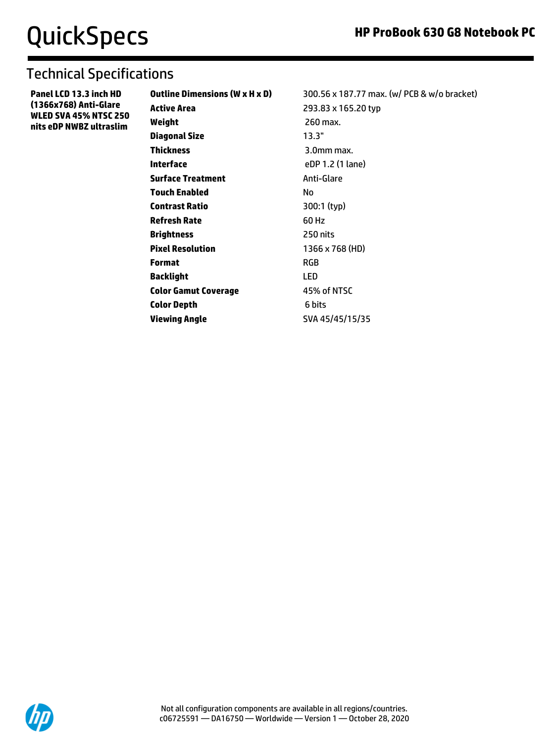## Technical Specifications

| | | |
|---|---|---|
| **Panel LCD 13.3 inch HD (1366x768) Anti-Glare WLED SVA 45% NTSC 250 nits eDP NWBZ ultraslim** | **Outline Dimensions (W x H x D)** | 300.56 x 187.77 max. (w/ PCB & w/o bracket) |
| | **Active Area** | 293.83 x 165.20 typ |
| | **Weight** | 260 max. |
| | **Diagonal Size** | 13.3" |
| | **Thickness** | 3.0mm max. |
| | **Interface** | eDP 1.2 (1 lane) |
| | **Surface Treatment** | Anti-Glare |
| | **Touch Enabled** | No |
| | **Contrast Ratio** | 300:1 (typ) |
| | **Refresh Rate** | 60 Hz |
| | **Brightness** | 250 nits |
| | **Pixel Resolution** | 1366 x 768 (HD) |
| | **Format** | RGB |
| | **Backlight** | LED |
| | **Color Gamut Coverage** | 45% of NTSC |
| | **Color Depth** | 6 bits |
| | **Viewing Angle** | SVA 45/45/15/35 |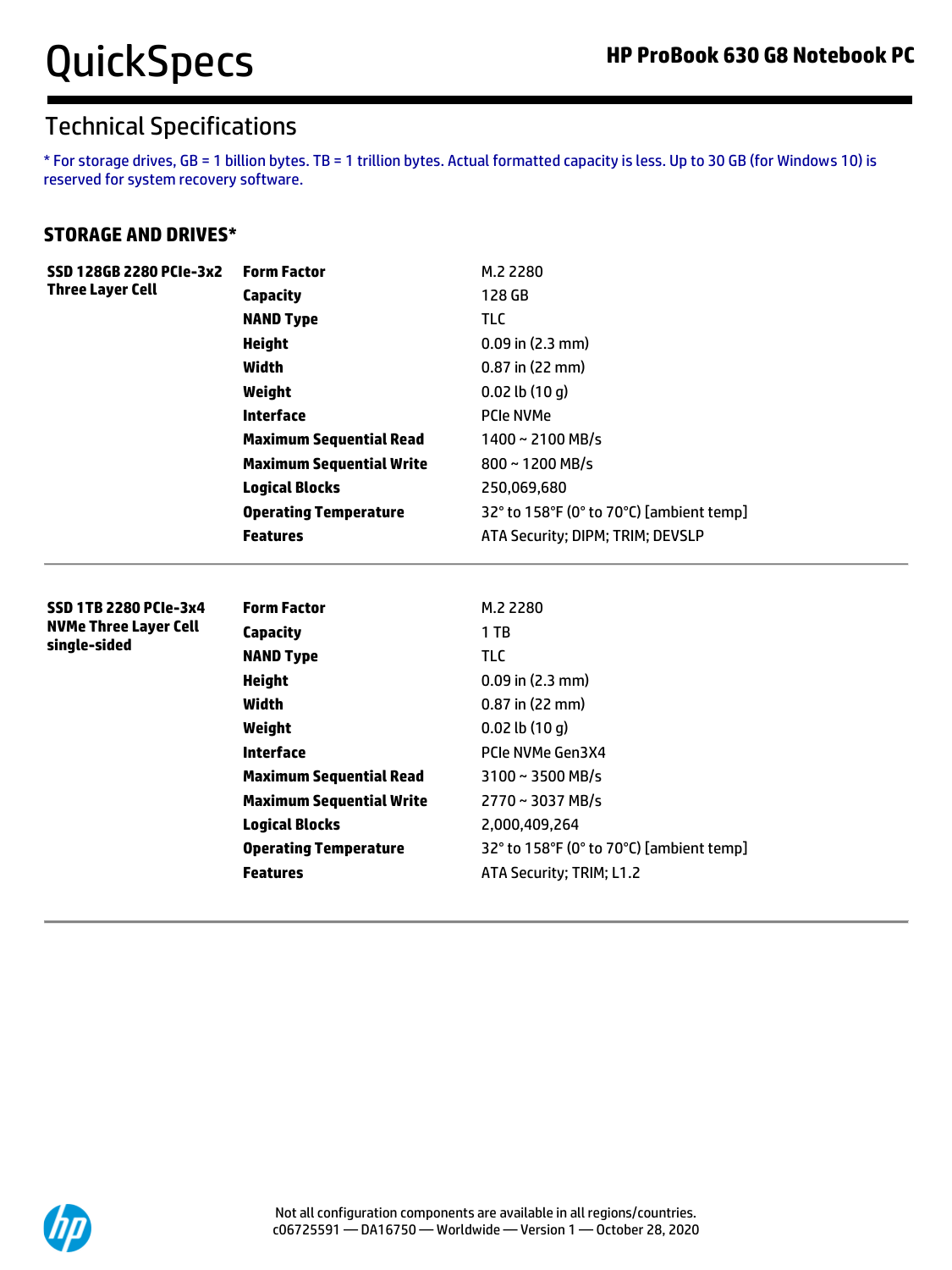## Technical Specifications

* For storage drives, GB = 1 billion bytes. TB = 1 trillion bytes. Actual formatted capacity is less. Up to 30 GB (for Windows 10) is reserved for system recovery software.

### STORAGE AND DRIVES*

| | | |
|---|---|---|
| **SSD 128GB 2280 PCIe-3x2 Three Layer Cell** | **Form Factor** | M.2 2280 |
| | **Capacity** | 128 GB |
| | **NAND Type** | TLC |
| | **Height** | 0.09 in (2.3 mm) |
| | **Width** | 0.87 in (22 mm) |
| | **Weight** | 0.02 lb (10 g) |
| | **Interface** | PCIe NVMe |
| | **Maximum Sequential Read** | 1400 ~ 2100 MB/s |
| | **Maximum Sequential Write** | 800 ~ 1200 MB/s |
| | **Logical Blocks** | 250,069,680 |
| | **Operating Temperature** | 32° to 158°F (0° to 70°C) [ambient temp] |
| | **Features** | ATA Security; DIPM; TRIM; DEVSLP |

| | | |
|---|---|---|
| **SSD 1TB 2280 PCIe-3x4 NVMe Three Layer Cell single-sided** | **Form Factor** | M.2 2280 |
| | **Capacity** | 1 TB |
| | **NAND Type** | TLC |
| | **Height** | 0.09 in (2.3 mm) |
| | **Width** | 0.87 in (22 mm) |
| | **Weight** | 0.02 lb (10 g) |
| | **Interface** | PCIe NVMe Gen3X4 |
| | **Maximum Sequential Read** | 3100 ~ 3500 MB/s |
| | **Maximum Sequential Write** | 2770 ~ 3037 MB/s |
| | **Logical Blocks** | 2,000,409,264 |
| | **Operating Temperature** | 32° to 158°F (0° to 70°C) [ambient temp] |
| | **Features** | ATA Security; TRIM; L1.2 |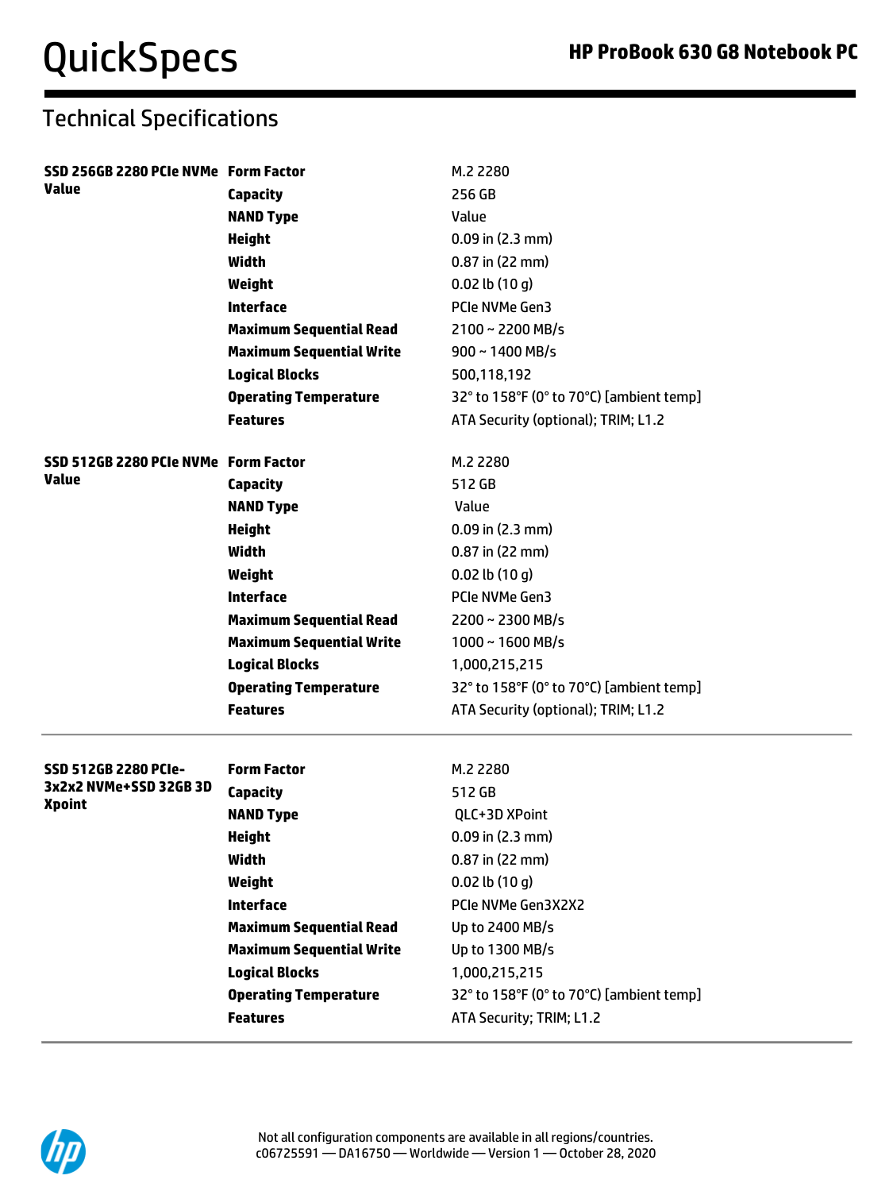## Technical Specifications

| | | |
|---|---|---|
| **SSD 256GB 2280 PCIe NVMe Value** | **Form Factor** | M.2 2280 |
| | **Capacity** | 256 GB |
| | **NAND Type** | Value |
| | **Height** | 0.09 in (2.3 mm) |
| | **Width** | 0.87 in (22 mm) |
| | **Weight** | 0.02 lb (10 g) |
| | **Interface** | PCIe NVMe Gen3 |
| | **Maximum Sequential Read** | 2100 ~ 2200 MB/s |
| | **Maximum Sequential Write** | 900 ~ 1400 MB/s |
| | **Logical Blocks** | 500,118,192 |
| | **Operating Temperature** | 32° to 158°F (0° to 70°C) [ambient temp] |
| | **Features** | ATA Security (optional); TRIM; L1.2 |
| **SSD 512GB 2280 PCIe NVMe Value** | **Form Factor** | M.2 2280 |
| | **Capacity** | 512 GB |
| | **NAND Type** | Value |
| | **Height** | 0.09 in (2.3 mm) |
| | **Width** | 0.87 in (22 mm) |
| | **Weight** | 0.02 lb (10 g) |
| | **Interface** | PCIe NVMe Gen3 |
| | **Maximum Sequential Read** | 2200 ~ 2300 MB/s |
| | **Maximum Sequential Write** | 1000 ~ 1600 MB/s |
| | **Logical Blocks** | 1,000,215,215 |
| | **Operating Temperature** | 32° to 158°F (0° to 70°C) [ambient temp] |
| | **Features** | ATA Security (optional); TRIM; L1.2 |

| | | |
|---|---|---|
| **SSD 512GB 2280 PCIe-3x2x2 NVMe+SSD 32GB 3D Xpoint** | **Form Factor** | M.2 2280 |
| | **Capacity** | 512 GB |
| | **NAND Type** | QLC+3D XPoint |
| | **Height** | 0.09 in (2.3 mm) |
| | **Width** | 0.87 in (22 mm) |
| | **Weight** | 0.02 lb (10 g) |
| | **Interface** | PCIe NVMe Gen3X2X2 |
| | **Maximum Sequential Read** | Up to 2400 MB/s |
| | **Maximum Sequential Write** | Up to 1300 MB/s |
| | **Logical Blocks** | 1,000,215,215 |
| | **Operating Temperature** | 32° to 158°F (0° to 70°C) [ambient temp] |
| | **Features** | ATA Security; TRIM; L1.2 |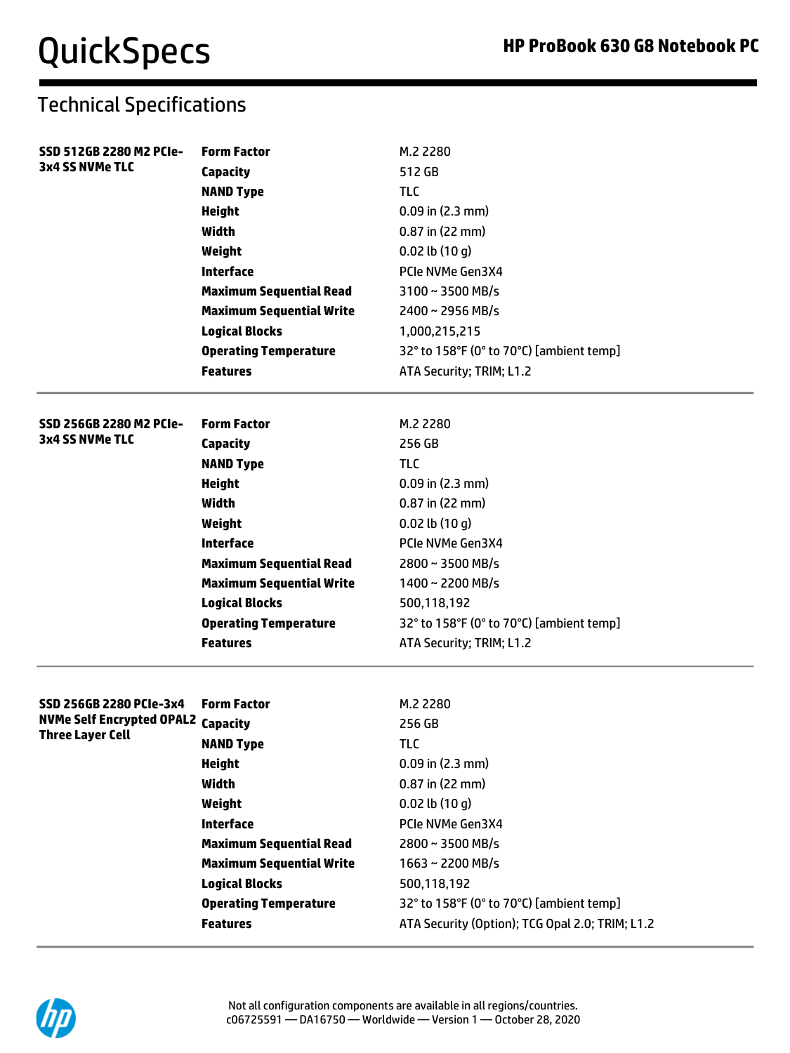## Technical Specifications

| | | |
|---|---|---|
| **SSD 512GB 2280 M2 PCIe-3x4 SS NVMe TLC** | **Form Factor** | M.2 2280 |
| | **Capacity** | 512 GB |
| | **NAND Type** | TLC |
| | **Height** | 0.09 in (2.3 mm) |
| | **Width** | 0.87 in (22 mm) |
| | **Weight** | 0.02 lb (10 g) |
| | **Interface** | PCIe NVMe Gen3X4 |
| | **Maximum Sequential Read** | 3100 ~ 3500 MB/s |
| | **Maximum Sequential Write** | 2400 ~ 2956 MB/s |
| | **Logical Blocks** | 1,000,215,215 |
| | **Operating Temperature** | 32° to 158°F (0° to 70°C) [ambient temp] |
| | **Features** | ATA Security; TRIM; L1.2 |
| **SSD 256GB 2280 M2 PCIe-3x4 SS NVMe TLC** | **Form Factor** | M.2 2280 |
| | **Capacity** | 256 GB |
| | **NAND Type** | TLC |
| | **Height** | 0.09 in (2.3 mm) |
| | **Width** | 0.87 in (22 mm) |
| | **Weight** | 0.02 lb (10 g) |
| | **Interface** | PCIe NVMe Gen3X4 |
| | **Maximum Sequential Read** | 2800 ~ 3500 MB/s |
| | **Maximum Sequential Write** | 1400 ~ 2200 MB/s |
| | **Logical Blocks** | 500,118,192 |
| | **Operating Temperature** | 32° to 158°F (0° to 70°C) [ambient temp] |
| | **Features** | ATA Security; TRIM; L1.2 |
| **SSD 256GB 2280 PCIe-3x4 NVMe Self Encrypted OPAL2 Three Layer Cell** | **Form Factor** | M.2 2280 |
| | **Capacity** | 256 GB |
| | **NAND Type** | TLC |
| | **Height** | 0.09 in (2.3 mm) |
| | **Width** | 0.87 in (22 mm) |
| | **Weight** | 0.02 lb (10 g) |
| | **Interface** | PCIe NVMe Gen3X4 |
| | **Maximum Sequential Read** | 2800 ~ 3500 MB/s |
| | **Maximum Sequential Write** | 1663 ~ 2200 MB/s |
| | **Logical Blocks** | 500,118,192 |
| | **Operating Temperature** | 32° to 158°F (0° to 70°C) [ambient temp] |
| | **Features** | ATA Security (Option); TCG Opal 2.0; TRIM; L1.2 |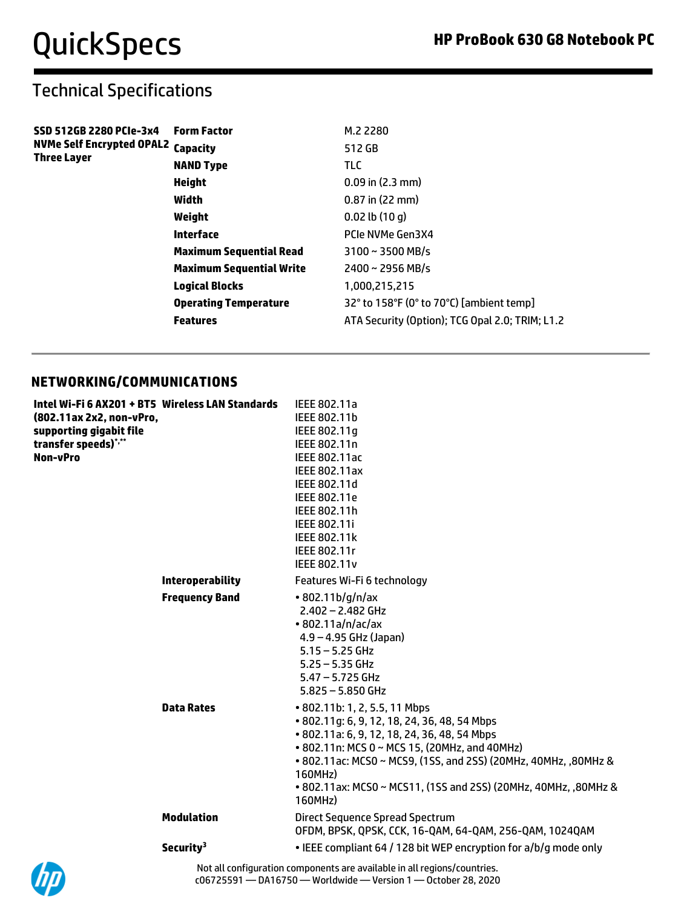## Technical Specifications

| | | |
|---|---|---|
| **SSD 512GB 2280 PCIe-3x4 NVMe Self Encrypted OPAL2 Three Layer** | **Form Factor** | M.2 2280 |
| | **Capacity** | 512 GB |
| | **NAND Type** | TLC |
| | **Height** | 0.09 in (2.3 mm) |
| | **Width** | 0.87 in (22 mm) |
| | **Weight** | 0.02 lb (10 g) |
| | **Interface** | PCIe NVMe Gen3X4 |
| | **Maximum Sequential Read** | 3100 ~ 3500 MB/s |
| | **Maximum Sequential Write** | 2400 ~ 2956 MB/s |
| | **Logical Blocks** | 1,000,215,215 |
| | **Operating Temperature** | 32° to 158°F (0° to 70°C) [ambient temp] |
| | **Features** | ATA Security (Option); TCG Opal 2.0; TRIM; L1.2 |

## NETWORKING/COMMUNICATIONS

| | | |
|---|---|---|
| **Intel Wi-Fi 6 AX201 + BT5 (802.11ax 2x2, non-vPro, supporting gigabit file transfer speeds)[*,**] Non-vPro** | **Wireless LAN Standards** | IEEE 802.11a<br>IEEE 802.11b<br>IEEE 802.11g<br>IEEE 802.11n<br>IEEE 802.11ac<br>IEEE 802.11ax<br>IEEE 802.11d<br>IEEE 802.11e<br>IEEE 802.11h<br>IEEE 802.11i<br>IEEE 802.11k<br>IEEE 802.11r<br>IEEE 802.11v |
| | **Interoperability** | Features Wi-Fi 6 technology |
| | **Frequency Band** | • 802.11b/g/n/ax<br>2.402 – 2.482 GHz<br>• 802.11a/n/ac/ax<br>4.9 – 4.95 GHz (Japan)<br>5.15 – 5.25 GHz<br>5.25 – 5.35 GHz<br>5.47 – 5.725 GHz<br>5.825 – 5.850 GHz |
| | **Data Rates** | • 802.11b: 1, 2, 5.5, 11 Mbps<br>• 802.11g: 6, 9, 12, 18, 24, 36, 48, 54 Mbps<br>• 802.11a: 6, 9, 12, 18, 24, 36, 48, 54 Mbps<br>• 802.11n: MCS 0 ~ MCS 15, (20MHz, and 40MHz)<br>• 802.11ac: MCS0 ~ MCS9, (1SS, and 2SS) (20MHz, 40MHz, ,80MHz & 160MHz)<br>• 802.11ax: MCS0 ~ MCS11, (1SS and 2SS) (20MHz, 40MHz, ,80MHz & 160MHz) |
| | **Modulation** | Direct Sequence Spread Spectrum<br>OFDM, BPSK, QPSK, CCK, 16-QAM, 64-QAM, 256-QAM, 1024QAM |
| | **Security[3]** | • IEEE compliant 64 / 128 bit WEP encryption for a/b/g mode only |

Not all configuration components are available in all regions/countries.
c06725591 — DA16750 — Worldwide — Version 1 — October 28, 2020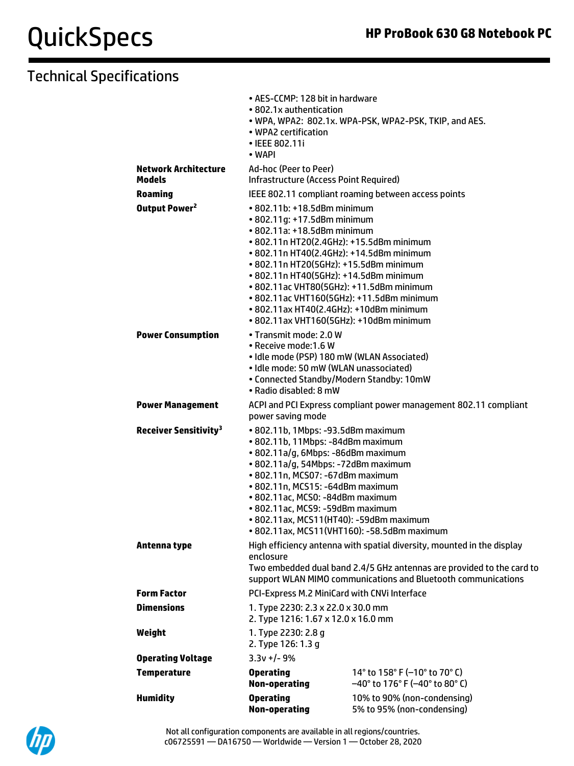## Technical Specifications

| | | |
|---|---|---|
| | • AES-CCMP: 128 bit in hardware<br>• 802.1x authentication<br>• WPA, WPA2: 802.1x. WPA-PSK, WPA2-PSK, TKIP, and AES.<br>• WPA2 certification<br>• IEEE 802.11i<br>• WAPI | |
| **Network Architecture Models** | Ad-hoc (Peer to Peer)<br>Infrastructure (Access Point Required) | |
| **Roaming** | IEEE 802.11 compliant roaming between access points | |
| **Output Power**[2] | • 802.11b: +18.5dBm minimum<br>• 802.11g: +17.5dBm minimum<br>• 802.11a: +18.5dBm minimum<br>• 802.11n HT20(2.4GHz): +15.5dBm minimum<br>• 802.11n HT40(2.4GHz): +14.5dBm minimum<br>• 802.11n HT20(5GHz): +15.5dBm minimum<br>• 802.11n HT40(5GHz): +14.5dBm minimum<br>• 802.11ac VHT80(5GHz): +11.5dBm minimum<br>• 802.11ac VHT160(5GHz): +11.5dBm minimum<br>• 802.11ax HT40(2.4GHz): +10dBm minimum<br>• 802.11ax VHT160(5GHz): +10dBm minimum | |
| **Power Consumption** | • Transmit mode: 2.0 W<br>• Receive mode:1.6 W<br>• Idle mode (PSP) 180 mW (WLAN Associated)<br>• Idle mode: 50 mW (WLAN unassociated)<br>• Connected Standby/Modern Standby: 10mW<br>• Radio disabled: 8 mW | |
| **Power Management** | ACPI and PCI Express compliant power management 802.11 compliant power saving mode | |
| **Receiver Sensitivity**[3] | • 802.11b, 1Mbps: -93.5dBm maximum<br>• 802.11b, 11Mbps: -84dBm maximum<br>• 802.11a/g, 6Mbps: -86dBm maximum<br>• 802.11a/g, 54Mbps: -72dBm maximum<br>• 802.11n, MCS07: -67dBm maximum<br>• 802.11n, MCS15: -64dBm maximum<br>• 802.11ac, MCS0: -84dBm maximum<br>• 802.11ac, MCS9: -59dBm maximum<br>• 802.11ax, MCS11(HT40): -59dBm maximum<br>• 802.11ax, MCS11(VHT160): -58.5dBm maximum | |
| **Antenna type** | High efficiency antenna with spatial diversity, mounted in the display enclosure<br>Two embedded dual band 2.4/5 GHz antennas are provided to the card to support WLAN MIMO communications and Bluetooth communications | |
| **Form Factor** | PCI-Express M.2 MiniCard with CNVi Interface | |
| **Dimensions** | 1. Type 2230: 2.3 x 22.0 x 30.0 mm<br>2. Type 1216: 1.67 x 12.0 x 16.0 mm | |
| **Weight** | 1. Type 2230: 2.8 g<br>2. Type 126: 1.3 g | |
| **Operating Voltage** | 3.3v +/- 9% | |
| **Temperature** | **Operating** | 14° to 158° F (–10° to 70° C) |
| | **Non-operating** | –40° to 176° F (–40° to 80° C) |
| **Humidity** | **Operating** | 10% to 90% (non-condensing) |
| | **Non-operating** | 5% to 95% (non-condensing) |

Not all configuration components are available in all regions/countries.
c06725591 — DA16750 — Worldwide — Version 1 — October 28, 2020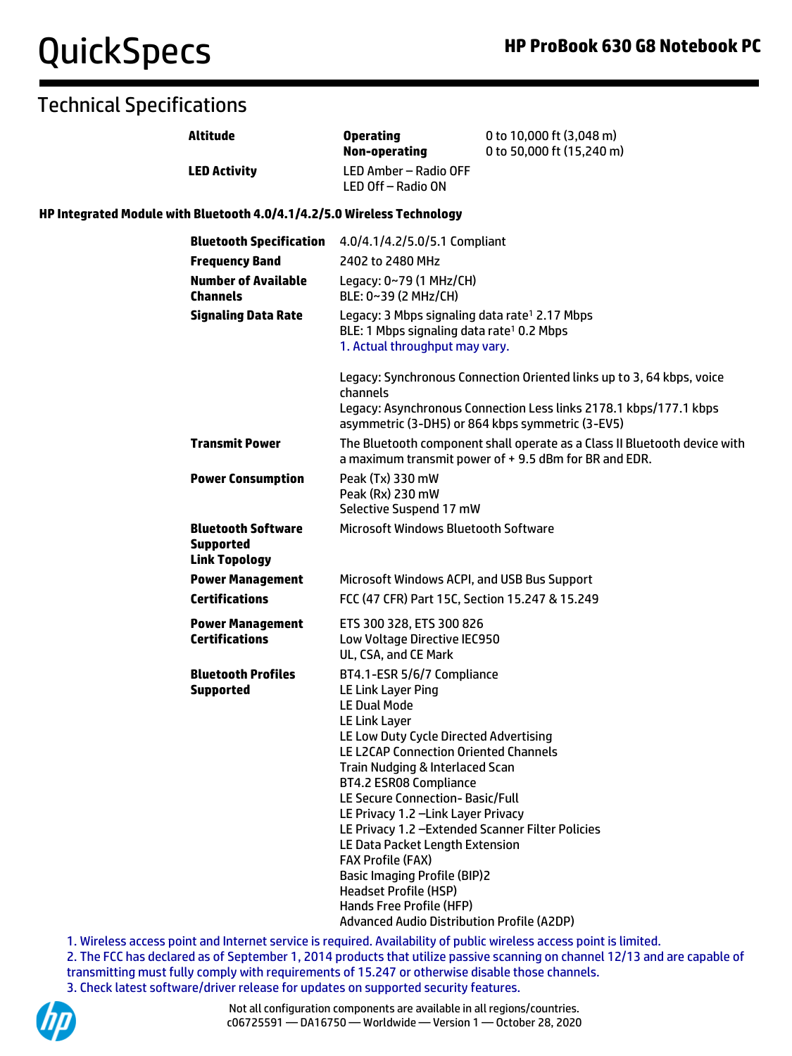## Technical Specifications

| | | |
|---|---|---|
| **Altitude** | **Operating**<br>**Non-operating** | 0 to 10,000 ft (3,048 m)<br>0 to 50,000 ft (15,240 m) |
| **LED Activity** | LED Amber – Radio OFF<br>LED Off – Radio ON | |

**HP Integrated Module with Bluetooth 4.0/4.1/4.2/5.0 Wireless Technology**

| | |
|---|---|
| **Bluetooth Specification** | 4.0/4.1/4.2/5.0/5.1 Compliant |
| **Frequency Band** | 2402 to 2480 MHz |
| **Number of Available Channels** | Legacy: 0~79 (1 MHz/CH)<br>BLE: 0~39 (2 MHz/CH) |
| **Signaling Data Rate** | Legacy: 3 Mbps signaling data rate[1] 2.17 Mbps<br>BLE: 1 Mbps signaling data rate[1] 0.2 Mbps<br>1. Actual throughput may vary.<br><br>Legacy: Synchronous Connection Oriented links up to 3, 64 kbps, voice channels<br>Legacy: Asynchronous Connection Less links 2178.1 kbps/177.1 kbps asymmetric (3-DH5) or 864 kbps symmetric (3-EV5) |
| **Transmit Power** | The Bluetooth component shall operate as a Class II Bluetooth device with a maximum transmit power of + 9.5 dBm for BR and EDR. |
| **Power Consumption** | Peak (Tx) 330 mW<br>Peak (Rx) 230 mW<br>Selective Suspend 17 mW |
| **Bluetooth Software Supported**<br>**Link Topology** | Microsoft Windows Bluetooth Software |
| **Power Management** | Microsoft Windows ACPI, and USB Bus Support |
| **Certifications** | FCC (47 CFR) Part 15C, Section 15.247 & 15.249 |
| **Power Management Certifications** | ETS 300 328, ETS 300 826<br>Low Voltage Directive IEC950<br>UL, CSA, and CE Mark |
| **Bluetooth Profiles Supported** | BT4.1-ESR 5/6/7 Compliance<br>LE Link Layer Ping<br>LE Dual Mode<br>LE Link Layer<br>LE Low Duty Cycle Directed Advertising<br>LE L2CAP Connection Oriented Channels<br>Train Nudging & Interlaced Scan<br>BT4.2 ESR08 Compliance<br>LE Secure Connection- Basic/Full<br>LE Privacy 1.2 –Link Layer Privacy<br>LE Privacy 1.2 –Extended Scanner Filter Policies<br>LE Data Packet Length Extension<br>FAX Profile (FAX)<br>Basic Imaging Profile (BIP)2<br>Headset Profile (HSP)<br>Hands Free Profile (HFP)<br>Advanced Audio Distribution Profile (A2DP) |

1. Wireless access point and Internet service is required. Availability of public wireless access point is limited.
2. The FCC has declared as of September 1, 2014 products that utilize passive scanning on channel 12/13 and are capable of transmitting must fully comply with requirements of 15.247 or otherwise disable those channels.
3. Check latest software/driver release for updates on supported security features.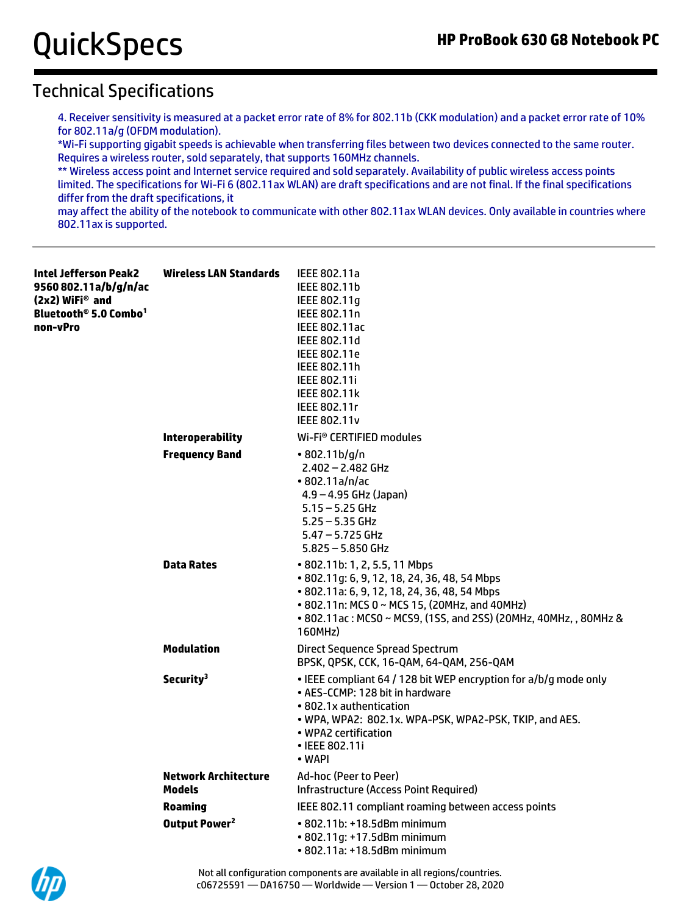## Technical Specifications

4. Receiver sensitivity is measured at a packet error rate of 8% for 802.11b (CKK modulation) and a packet error rate of 10% for 802.11a/g (OFDM modulation).
*Wi-Fi supporting gigabit speeds is achievable when transferring files between two devices connected to the same router. Requires a wireless router, sold separately, that supports 160MHz channels.
** Wireless access point and Internet service required and sold separately. Availability of public wireless access points limited. The specifications for Wi-Fi 6 (802.11ax WLAN) are draft specifications and are not final. If the final specifications differ from the draft specifications, it
may affect the ability of the notebook to communicate with other 802.11ax WLAN devices. Only available in countries where 802.11ax is supported.

| | | |
|---|---|---|
| **Intel Jefferson Peak2 9560 802.11a/b/g/n/ac (2x2) WiFi® and Bluetooth® 5.0 Combo[1] non-vPro** | **Wireless LAN Standards** | IEEE 802.11a<br>IEEE 802.11b<br>IEEE 802.11g<br>IEEE 802.11n<br>IEEE 802.11ac<br>IEEE 802.11d<br>IEEE 802.11e<br>IEEE 802.11h<br>IEEE 802.11i<br>IEEE 802.11k<br>IEEE 802.11r<br>IEEE 802.11v |
| | **Interoperability** | Wi-Fi® CERTIFIED modules |
| | **Frequency Band** | • 802.11b/g/n<br>2.402 – 2.482 GHz<br>• 802.11a/n/ac<br>4.9 – 4.95 GHz (Japan)<br>5.15 – 5.25 GHz<br>5.25 – 5.35 GHz<br>5.47 – 5.725 GHz<br>5.825 – 5.850 GHz |
| | **Data Rates** | • 802.11b: 1, 2, 5.5, 11 Mbps<br>• 802.11g: 6, 9, 12, 18, 24, 36, 48, 54 Mbps<br>• 802.11a: 6, 9, 12, 18, 24, 36, 48, 54 Mbps<br>• 802.11n: MCS 0 ~ MCS 15, (20MHz, and 40MHz)<br>• 802.11ac : MCS0 ~ MCS9, (1SS, and 2SS) (20MHz, 40MHz, , 80MHz & 160MHz) |
| | **Modulation** | Direct Sequence Spread Spectrum<br>BPSK, QPSK, CCK, 16-QAM, 64-QAM, 256-QAM |
| | **Security[3]** | • IEEE compliant 64 / 128 bit WEP encryption for a/b/g mode only<br>• AES-CCMP: 128 bit in hardware<br>• 802.1x authentication<br>• WPA, WPA2: 802.1x. WPA-PSK, WPA2-PSK, TKIP, and AES.<br>• WPA2 certification<br>• IEEE 802.11i<br>• WAPI |
| | **Network Architecture Models** | Ad-hoc (Peer to Peer)<br>Infrastructure (Access Point Required) |
| | **Roaming** | IEEE 802.11 compliant roaming between access points |
| | **Output Power[2]** | • 802.11b: +18.5dBm minimum<br>• 802.11g: +17.5dBm minimum<br>• 802.11a: +18.5dBm minimum |

Not all configuration components are available in all regions/countries.
c06725591 — DA16750 — Worldwide — Version 1 — October 28, 2020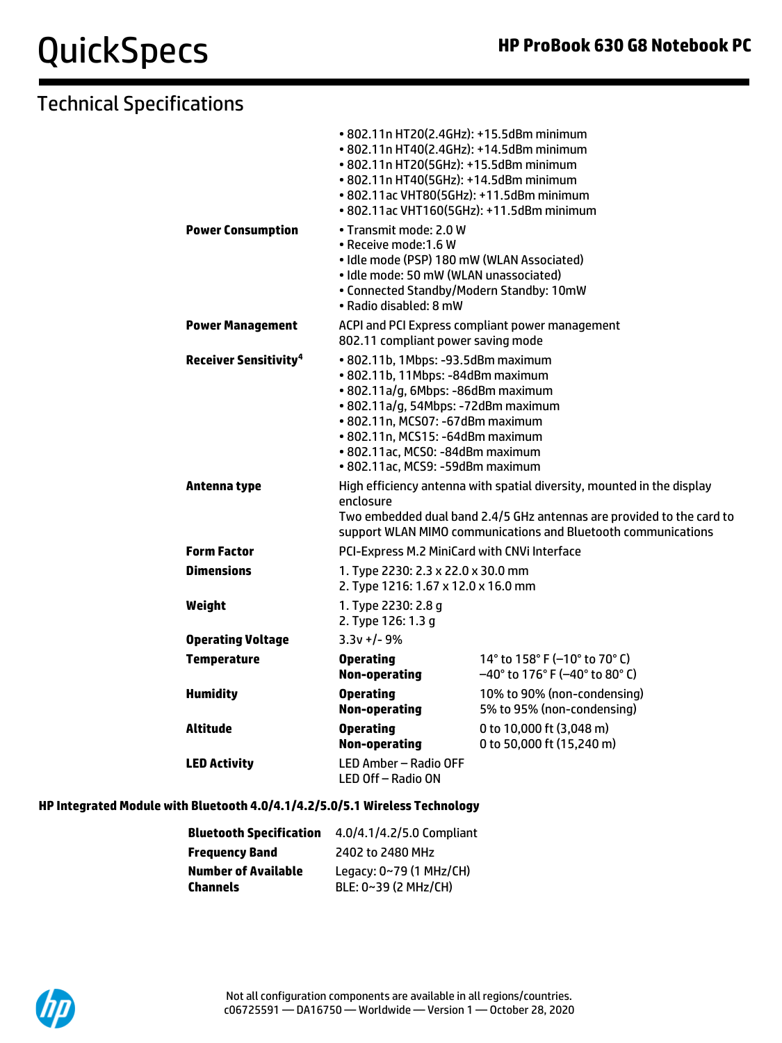## Technical Specifications

| | | |
|---|---|---|
| | • 802.11n HT20(2.4GHz): +15.5dBm minimum<br>• 802.11n HT40(2.4GHz): +14.5dBm minimum<br>• 802.11n HT20(5GHz): +15.5dBm minimum<br>• 802.11n HT40(5GHz): +14.5dBm minimum<br>• 802.11ac VHT80(5GHz): +11.5dBm minimum<br>• 802.11ac VHT160(5GHz): +11.5dBm minimum | |
| **Power Consumption** | • Transmit mode: 2.0 W<br>• Receive mode:1.6 W<br>• Idle mode (PSP) 180 mW (WLAN Associated)<br>• Idle mode: 50 mW (WLAN unassociated)<br>• Connected Standby/Modern Standby: 10mW<br>• Radio disabled: 8 mW | |
| **Power Management** | ACPI and PCI Express compliant power management<br>802.11 compliant power saving mode | |
| **Receiver Sensitivity**[4] | • 802.11b, 1Mbps: -93.5dBm maximum<br>• 802.11b, 11Mbps: -84dBm maximum<br>• 802.11a/g, 6Mbps: -86dBm maximum<br>• 802.11a/g, 54Mbps: -72dBm maximum<br>• 802.11n, MCS07: -67dBm maximum<br>• 802.11n, MCS15: -64dBm maximum<br>• 802.11ac, MCS0: -84dBm maximum<br>• 802.11ac, MCS9: -59dBm maximum | |
| **Antenna type** | High efficiency antenna with spatial diversity, mounted in the display enclosure<br>Two embedded dual band 2.4/5 GHz antennas are provided to the card to support WLAN MIMO communications and Bluetooth communications | |
| **Form Factor** | PCI-Express M.2 MiniCard with CNVi Interface | |
| **Dimensions** | 1. Type 2230: 2.3 x 22.0 x 30.0 mm<br>2. Type 1216: 1.67 x 12.0 x 16.0 mm | |
| **Weight** | 1. Type 2230: 2.8 g<br>2. Type 126: 1.3 g | |
| **Operating Voltage** | 3.3v +/- 9% | |
| **Temperature** | **Operating**<br>**Non-operating** | 14° to 158° F (–10° to 70° C)<br>–40° to 176° F (–40° to 80° C) |
| **Humidity** | **Operating**<br>**Non-operating** | 10% to 90% (non-condensing)<br>5% to 95% (non-condensing) |
| **Altitude** | **Operating**<br>**Non-operating** | 0 to 10,000 ft (3,048 m)<br>0 to 50,000 ft (15,240 m) |
| **LED Activity** | LED Amber – Radio OFF<br>LED Off – Radio ON | |

### HP Integrated Module with Bluetooth 4.0/4.1/4.2/5.0/5.1 Wireless Technology

| | |
|---|---|
| **Bluetooth Specification** | 4.0/4.1/4.2/5.0 Compliant |
| **Frequency Band** | 2402 to 2480 MHz |
| **Number of Available Channels** | Legacy: 0~79 (1 MHz/CH)<br>BLE: 0~39 (2 MHz/CH) |

Not all configuration components are available in all regions/countries.
c06725591 — DA16750 — Worldwide — Version 1 — October 28, 2020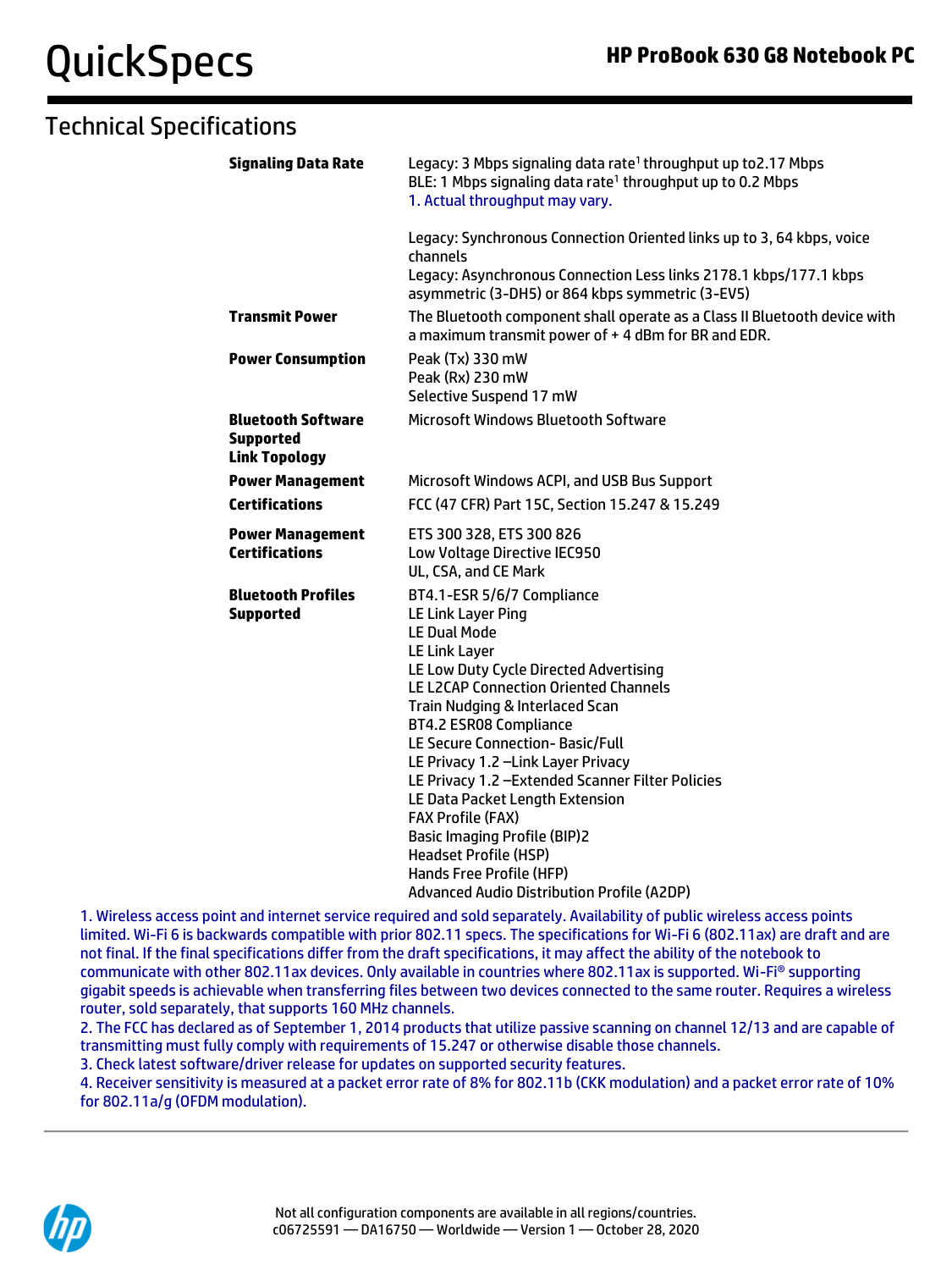## Technical Specifications

| | |
|---|---|
| **Signaling Data Rate** | Legacy: 3 Mbps signaling data rate[1] throughput up to2.17 Mbps<br>BLE: 1 Mbps signaling data rate[1] throughput up to 0.2 Mbps<br>1. Actual throughput may vary.<br><br>Legacy: Synchronous Connection Oriented links up to 3, 64 kbps, voice channels<br>Legacy: Asynchronous Connection Less links 2178.1 kbps/177.1 kbps asymmetric (3-DH5) or 864 kbps symmetric (3-EV5) |
| **Transmit Power** | The Bluetooth component shall operate as a Class II Bluetooth device with a maximum transmit power of + 4 dBm for BR and EDR. |
| **Power Consumption** | Peak (Tx) 330 mW<br>Peak (Rx) 230 mW<br>Selective Suspend 17 mW |
| **Bluetooth Software Supported**<br>**Link Topology** | Microsoft Windows Bluetooth Software |
| **Power Management** | Microsoft Windows ACPI, and USB Bus Support |
| **Certifications** | FCC (47 CFR) Part 15C, Section 15.247 & 15.249 |
| **Power Management Certifications** | ETS 300 328, ETS 300 826<br>Low Voltage Directive IEC950<br>UL, CSA, and CE Mark |
| **Bluetooth Profiles Supported** | BT4.1-ESR 5/6/7 Compliance<br>LE Link Layer Ping<br>LE Dual Mode<br>LE Link Layer<br>LE Low Duty Cycle Directed Advertising<br>LE L2CAP Connection Oriented Channels<br>Train Nudging & Interlaced Scan<br>BT4.2 ESR08 Compliance<br>LE Secure Connection- Basic/Full<br>LE Privacy 1.2 –Link Layer Privacy<br>LE Privacy 1.2 –Extended Scanner Filter Policies<br>LE Data Packet Length Extension<br>FAX Profile (FAX)<br>Basic Imaging Profile (BIP)2<br>Headset Profile (HSP)<br>Hands Free Profile (HFP)<br>Advanced Audio Distribution Profile (A2DP) |

1. Wireless access point and internet service required and sold separately. Availability of public wireless access points limited. Wi-Fi 6 is backwards compatible with prior 802.11 specs. The specifications for Wi-Fi 6 (802.11ax) are draft and are not final. If the final specifications differ from the draft specifications, it may affect the ability of the notebook to communicate with other 802.11ax devices. Only available in countries where 802.11ax is supported. Wi-Fi® supporting gigabit speeds is achievable when transferring files between two devices connected to the same router. Requires a wireless router, sold separately, that supports 160 MHz channels.
2. The FCC has declared as of September 1, 2014 products that utilize passive scanning on channel 12/13 and are capable of transmitting must fully comply with requirements of 15.247 or otherwise disable those channels.
3. Check latest software/driver release for updates on supported security features.
4. Receiver sensitivity is measured at a packet error rate of 8% for 802.11b (CKK modulation) and a packet error rate of 10% for 802.11a/g (OFDM modulation).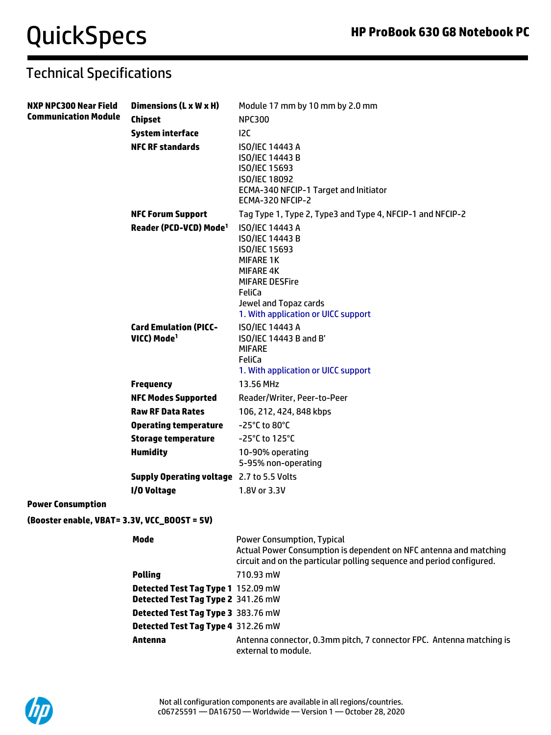## Technical Specifications

| | | |
|---|---|---|
| **NXP NPC300 Near Field Communication Module** | **Dimensions (L x W x H)** | Module 17 mm by 10 mm by 2.0 mm |
| | **Chipset** | NPC300 |
| | **System interface** | I2C |
| | **NFC RF standards** | ISO/IEC 14443 A<br>ISO/IEC 14443 B<br>ISO/IEC 15693<br>ISO/IEC 18092<br>ECMA-340 NFCIP-1 Target and Initiator<br>ECMA-320 NFCIP-2 |
| | **NFC Forum Support** | Tag Type 1, Type 2, Type3 and Type 4, NFCIP-1 and NFCIP-2 |
| | **Reader (PCD-VCD) Mode[1]** | ISO/IEC 14443 A<br>ISO/IEC 14443 B<br>ISO/IEC 15693<br>MIFARE 1K<br>MIFARE 4K<br>MIFARE DESFire<br>FeliCa<br>Jewel and Topaz cards<br>1. With application or UICC support |
| | **Card Emulation (PICC-VICC) Mode[1]** | ISO/IEC 14443 A<br>ISO/IEC 14443 B and B'<br>MIFARE<br>FeliCa<br>1. With application or UICC support |
| | **Frequency** | 13.56 MHz |
| | **NFC Modes Supported** | Reader/Writer, Peer-to-Peer |
| | **Raw RF Data Rates** | 106, 212, 424, 848 kbps |
| | **Operating temperature** | -25°C to 80°C |
| | **Storage temperature** | -25°C to 125°C |
| | **Humidity** | 10-90% operating<br>5-95% non-operating |
| | **Supply Operating voltage** | 2.7 to 5.5 Volts |
| | **I/O Voltage** | 1.8V or 3.3V |

**Power Consumption**

**(Booster enable, VBAT= 3.3V, VCC_BOOST = 5V)**

| | |
|---|---|
| **Mode** | Power Consumption, Typical<br>Actual Power Consumption is dependent on NFC antenna and matching circuit and on the particular polling sequence and period configured. |
| **Polling** | 710.93 mW |
| **Detected Test Tag Type 1** | 152.09 mW |
| **Detected Test Tag Type 2** | 341.26 mW |
| **Detected Test Tag Type 3** | 383.76 mW |
| **Detected Test Tag Type 4** | 312.26 mW |
| **Antenna** | Antenna connector, 0.3mm pitch, 7 connector FPC. Antenna matching is external to module. |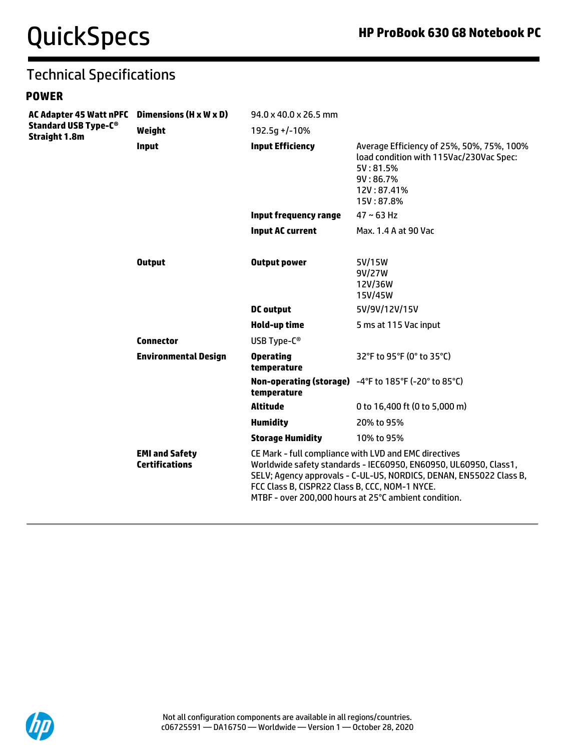## Technical Specifications

### POWER

| | | | |
|---|---|---|---|
| **AC Adapter 45 Watt nPFC Standard USB Type-C® Straight 1.8m** | **Dimensions (H x W x D)** | 94.0 x 40.0 x 26.5 mm | |
| | **Weight** | 192.5g +/-10% | |
| | **Input** | **Input Efficiency** | Average Efficiency of 25%, 50%, 75%, 100% load condition with 115Vac/230Vac Spec:<br>5V : 81.5%<br>9V : 86.7%<br>12V : 87.41%<br>15V : 87.8% |
| | | **Input frequency range** | 47 ~ 63 Hz |
| | | **Input AC current** | Max. 1.4 A at 90 Vac |
| | **Output** | **Output power** | 5V/15W<br>9V/27W<br>12V/36W<br>15V/45W |
| | | **DC output** | 5V/9V/12V/15V |
| | | **Hold-up time** | 5 ms at 115 Vac input |
| | **Connector** | USB Type-C® | |
| | **Environmental Design** | **Operating temperature** | 32°F to 95°F (0° to 35°C) |
| | | **Non-operating (storage) temperature** | -4°F to 185°F (-20° to 85°C) |
| | | **Altitude** | 0 to 16,400 ft (0 to 5,000 m) |
| | | **Humidity** | 20% to 95% |
| | | **Storage Humidity** | 10% to 95% |
| | **EMI and Safety Certifications** | CE Mark - full compliance with LVD and EMC directives<br>Worldwide safety standards - IEC60950, EN60950, UL60950, Class1, SELV; Agency approvals - C-UL-US, NORDICS, DENAN, EN55022 Class B, FCC Class B, CISPR22 Class B, CCC, NOM-1 NYCE.<br>MTBF - over 200,000 hours at 25°C ambient condition. | |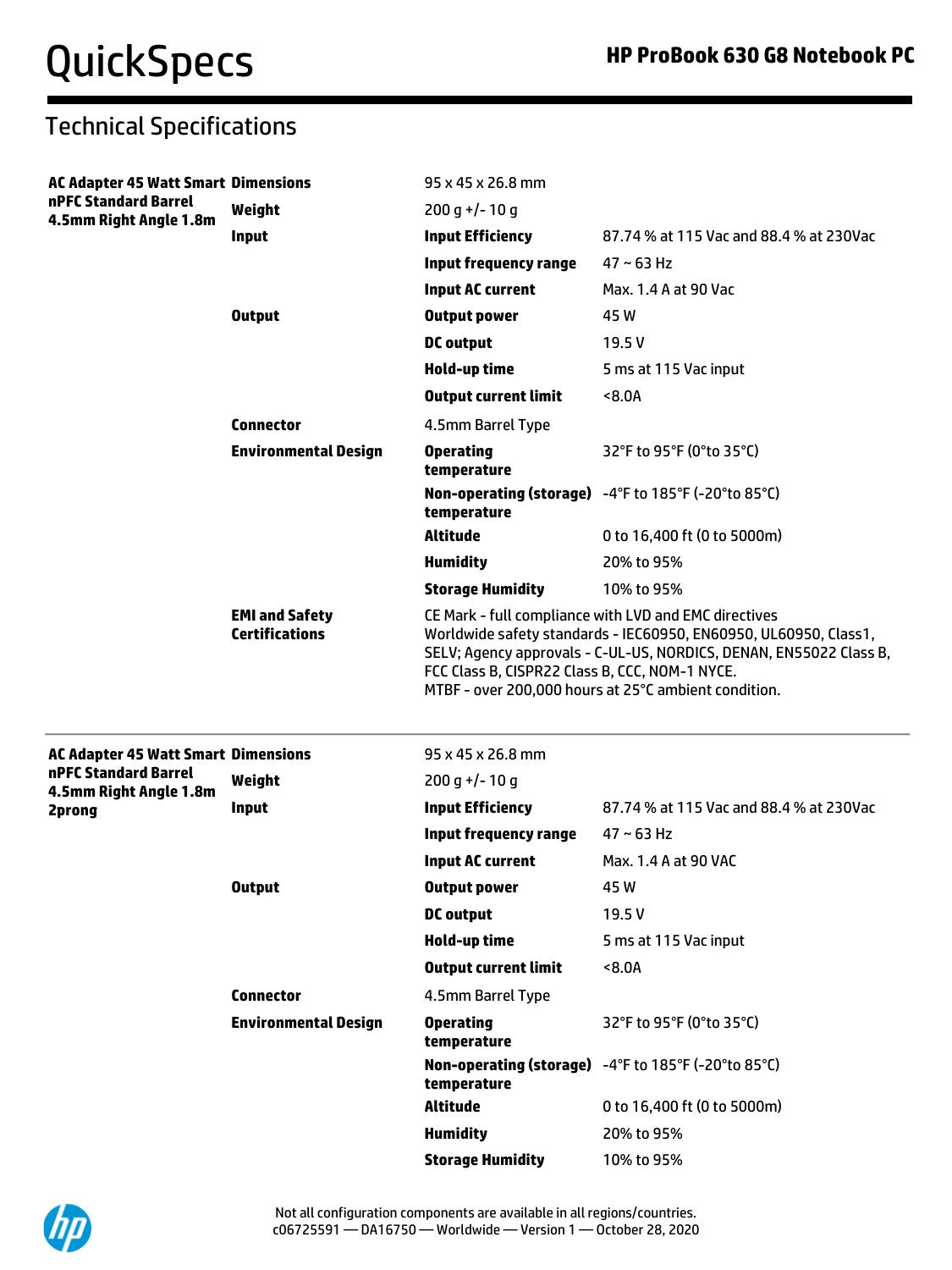## Technical Specifications

| | | | |
|---|---|---|---|
| **AC Adapter 45 Watt Smart nPFC Standard Barrel 4.5mm Right Angle 1.8m** | **Dimensions** | 95 x 45 x 26.8 mm | |
| | **Weight** | 200 g +/- 10 g | |
| | **Input** | **Input Efficiency** | 87.74 % at 115 Vac and 88.4 % at 230Vac |
| | | **Input frequency range** | 47 ~ 63 Hz |
| | | **Input AC current** | Max. 1.4 A at 90 Vac |
| | **Output** | **Output power** | 45 W |
| | | **DC output** | 19.5 V |
| | | **Hold-up time** | 5 ms at 115 Vac input |
| | | **Output current limit** | <8.0A |
| | **Connector** | 4.5mm Barrel Type | |
| | **Environmental Design** | **Operating temperature** | 32°F to 95°F (0°to 35°C) |
| | | **Non-operating (storage) temperature** | -4°F to 185°F (-20°to 85°C) |
| | | **Altitude** | 0 to 16,400 ft (0 to 5000m) |
| | | **Humidity** | 20% to 95% |
| | | **Storage Humidity** | 10% to 95% |
| | **EMI and Safety Certifications** | CE Mark - full compliance with LVD and EMC directives Worldwide safety standards - IEC60950, EN60950, UL60950, Class1, SELV; Agency approvals - C-UL-US, NORDICS, DENAN, EN55022 Class B, FCC Class B, CISPR22 Class B, CCC, NOM-1 NYCE. MTBF - over 200,000 hours at 25°C ambient condition. | |

| | | | |
|---|---|---|---|
| **AC Adapter 45 Watt Smart nPFC Standard Barrel 4.5mm Right Angle 1.8m 2prong** | **Dimensions** | 95 x 45 x 26.8 mm | |
| | **Weight** | 200 g +/- 10 g | |
| | **Input** | **Input Efficiency** | 87.74 % at 115 Vac and 88.4 % at 230Vac |
| | | **Input frequency range** | 47 ~ 63 Hz |
| | | **Input AC current** | Max. 1.4 A at 90 VAC |
| | **Output** | **Output power** | 45 W |
| | | **DC output** | 19.5 V |
| | | **Hold-up time** | 5 ms at 115 Vac input |
| | | **Output current limit** | <8.0A |
| | **Connector** | 4.5mm Barrel Type | |
| | **Environmental Design** | **Operating temperature** | 32°F to 95°F (0°to 35°C) |
| | | **Non-operating (storage) temperature** | -4°F to 185°F (-20°to 85°C) |
| | | **Altitude** | 0 to 16,400 ft (0 to 5000m) |
| | | **Humidity** | 20% to 95% |
| | | **Storage Humidity** | 10% to 95% |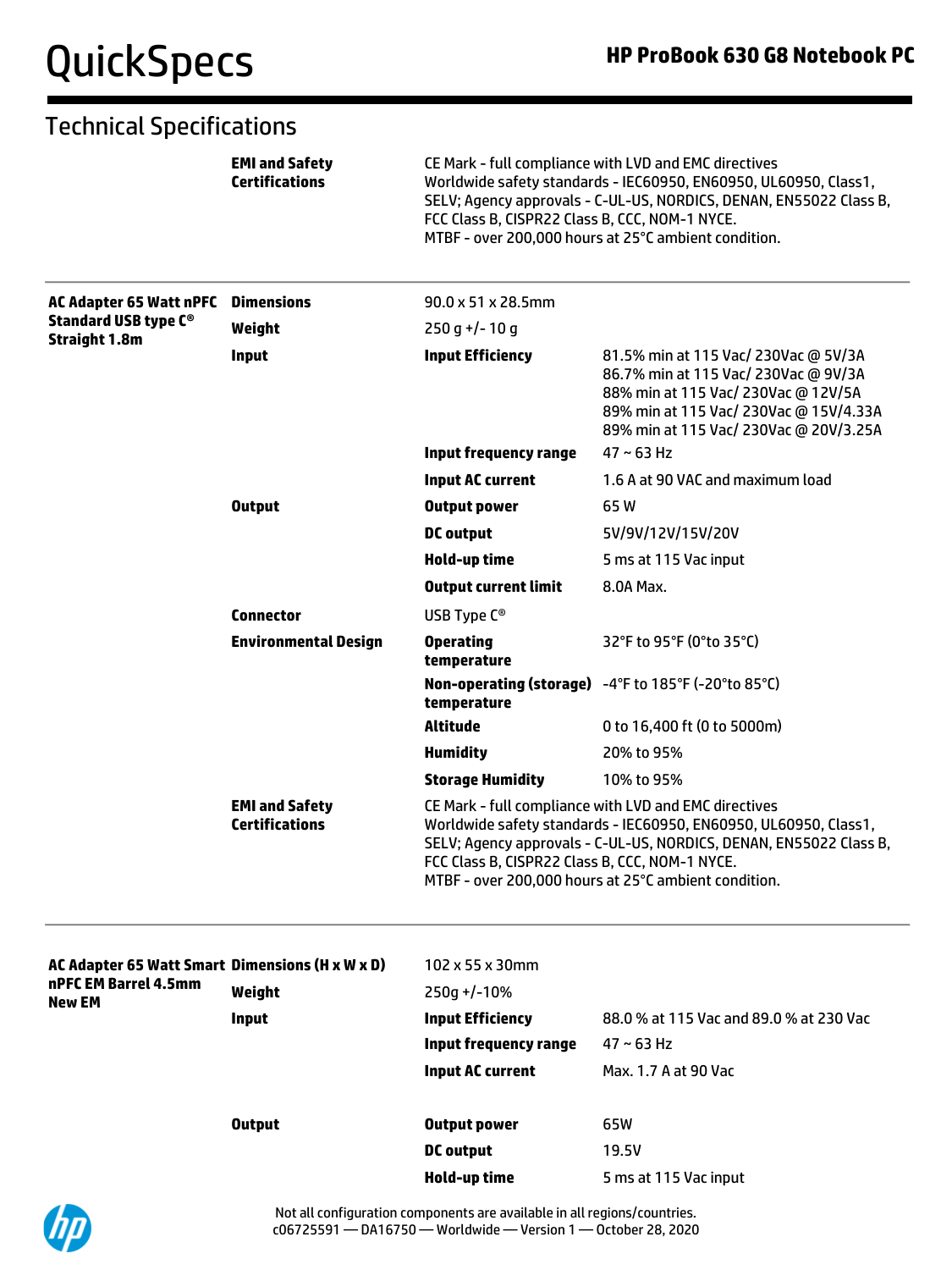## Technical Specifications

| | | | |
|---|---|---|---|
| | **EMI and Safety Certifications** | CE Mark - full compliance with LVD and EMC directives<br>Worldwide safety standards - IEC60950, EN60950, UL60950, Class1, SELV; Agency approvals - C-UL-US, NORDICS, DENAN, EN55022 Class B, FCC Class B, CISPR22 Class B, CCC, NOM-1 NYCE.<br>MTBF - over 200,000 hours at 25°C ambient condition. | |
| **AC Adapter 65 Watt nPFC Standard USB type C® Straight 1.8m** | **Dimensions** | 90.0 x 51 x 28.5mm | |
| | **Weight** | 250 g +/- 10 g | |
| | **Input** | **Input Efficiency** | 81.5% min at 115 Vac/ 230Vac @ 5V/3A<br>86.7% min at 115 Vac/ 230Vac @ 9V/3A<br>88% min at 115 Vac/ 230Vac @ 12V/5A<br>89% min at 115 Vac/ 230Vac @ 15V/4.33A<br>89% min at 115 Vac/ 230Vac @ 20V/3.25A |
| | | **Input frequency range** | 47 ~ 63 Hz |
| | | **Input AC current** | 1.6 A at 90 VAC and maximum load |
| | **Output** | **Output power** | 65 W |
| | | **DC output** | 5V/9V/12V/15V/20V |
| | | **Hold-up time** | 5 ms at 115 Vac input |
| | | **Output current limit** | 8.0A Max. |
| | **Connector** | USB Type C® | |
| | **Environmental Design** | **Operating temperature** | 32°F to 95°F (0°to 35°C) |
| | | **Non-operating (storage) temperature** | -4°F to 185°F (-20°to 85°C) |
| | | **Altitude** | 0 to 16,400 ft (0 to 5000m) |
| | | **Humidity** | 20% to 95% |
| | | **Storage Humidity** | 10% to 95% |
| | **EMI and Safety Certifications** | CE Mark - full compliance with LVD and EMC directives<br>Worldwide safety standards - IEC60950, EN60950, UL60950, Class1, SELV; Agency approvals - C-UL-US, NORDICS, DENAN, EN55022 Class B, FCC Class B, CISPR22 Class B, CCC, NOM-1 NYCE.<br>MTBF - over 200,000 hours at 25°C ambient condition. | |
| **AC Adapter 65 Watt Smart nPFC EM Barrel 4.5mm New EM** | **Dimensions (H x W x D)** | 102 x 55 x 30mm | |
| | **Weight** | 250g +/-10% | |
| | **Input** | **Input Efficiency** | 88.0 % at 115 Vac and 89.0 % at 230 Vac |
| | | **Input frequency range** | 47 ~ 63 Hz |
| | | **Input AC current** | Max. 1.7 A at 90 Vac |
| | **Output** | **Output power** | 65W |
| | | **DC output** | 19.5V |
| | | **Hold-up time** | 5 ms at 115 Vac input |

Not all configuration components are available in all regions/countries.
c06725591 — DA16750 — Worldwide — Version 1 — October 28, 2020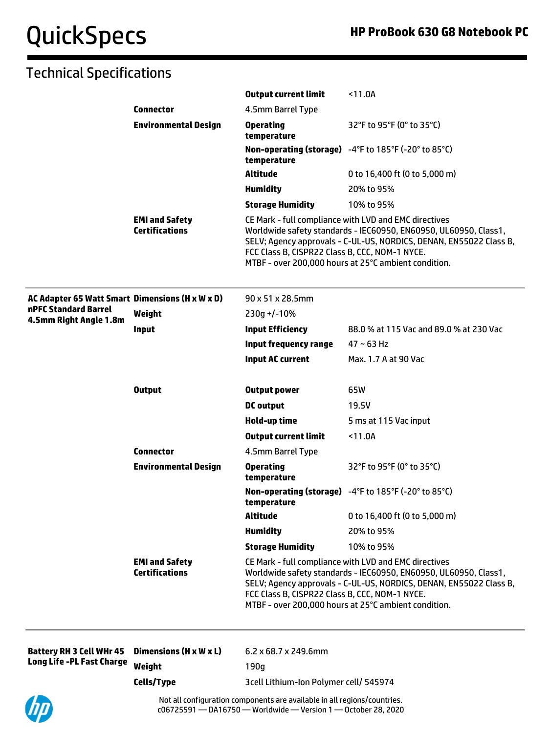## Technical Specifications

| | | | |
|---|---|---|---|
| | | **Output current limit** | <11.0A |
| | **Connector** | 4.5mm Barrel Type | |
| | **Environmental Design** | **Operating temperature** | 32°F to 95°F (0° to 35°C) |
| | | **Non-operating (storage) temperature** | -4°F to 185°F (-20° to 85°C) |
| | | **Altitude** | 0 to 16,400 ft (0 to 5,000 m) |
| | | **Humidity** | 20% to 95% |
| | | **Storage Humidity** | 10% to 95% |
| | **EMI and Safety Certifications** | CE Mark - full compliance with LVD and EMC directives<br>Worldwide safety standards - IEC60950, EN60950, UL60950, Class1, SELV; Agency approvals - C-UL-US, NORDICS, DENAN, EN55022 Class B, FCC Class B, CISPR22 Class B, CCC, NOM-1 NYCE.<br>MTBF - over 200,000 hours at 25°C ambient condition. | |

| | | | |
|---|---|---|---|
| **AC Adapter 65 Watt Smart nPFC Standard Barrel 4.5mm Right Angle 1.8m** | **Dimensions (H x W x D)** | 90 x 51 x 28.5mm | |
| | **Weight** | 230g +/-10% | |
| | **Input** | **Input Efficiency** | 88.0 % at 115 Vac and 89.0 % at 230 Vac |
| | | **Input frequency range** | 47 ~ 63 Hz |
| | | **Input AC current** | Max. 1.7 A at 90 Vac |
| | **Output** | **Output power** | 65W |
| | | **DC output** | 19.5V |
| | | **Hold-up time** | 5 ms at 115 Vac input |
| | | **Output current limit** | <11.0A |
| | **Connector** | 4.5mm Barrel Type | |
| | **Environmental Design** | **Operating temperature** | 32°F to 95°F (0° to 35°C) |
| | | **Non-operating (storage) temperature** | -4°F to 185°F (-20° to 85°C) |
| | | **Altitude** | 0 to 16,400 ft (0 to 5,000 m) |
| | | **Humidity** | 20% to 95% |
| | | **Storage Humidity** | 10% to 95% |
| | **EMI and Safety Certifications** | CE Mark - full compliance with LVD and EMC directives<br>Worldwide safety standards - IEC60950, EN60950, UL60950, Class1, SELV; Agency approvals - C-UL-US, NORDICS, DENAN, EN55022 Class B, FCC Class B, CISPR22 Class B, CCC, NOM-1 NYCE.<br>MTBF - over 200,000 hours at 25°C ambient condition. | |

| | | |
|---|---|---|
| **Battery RH 3 Cell WHr 45 Long Life -PL Fast Charge** | **Dimensions (H x W x L)** | 6.2 x 68.7 x 249.6mm |
| | **Weight** | 190g |
| | **Cells/Type** | 3cell Lithium-Ion Polymer cell/ 545974 |

Not all configuration components are available in all regions/countries.
c06725591 — DA16750 — Worldwide — Version 1 — October 28, 2020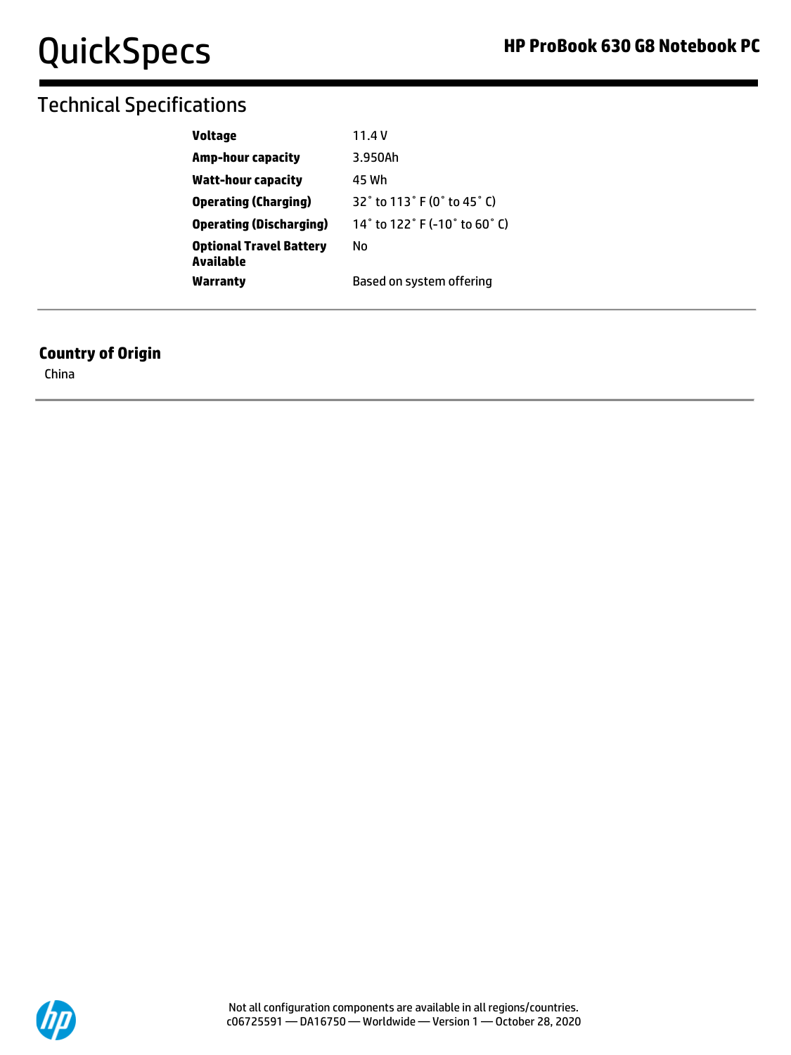## Technical Specifications

| | |
|---|---|
| **Voltage** | 11.4 V |
| **Amp-hour capacity** | 3.950Ah |
| **Watt-hour capacity** | 45 Wh |
| **Operating (Charging)** | 32˚ to 113˚ F (0˚ to 45˚ C) |
| **Operating (Discharging)** | 14˚ to 122˚ F (-10˚ to 60˚ C) |
| **Optional Travel Battery Available** | No |
| **Warranty** | Based on system offering |

### Country of Origin

China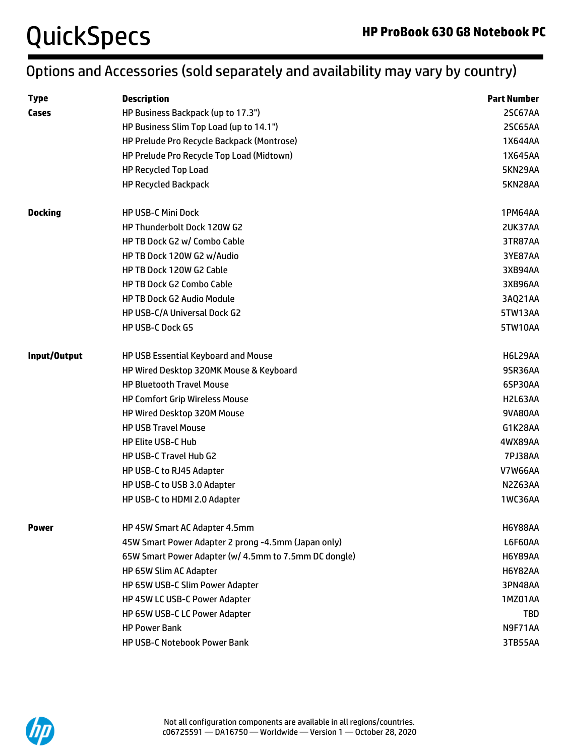## Options and Accessories (sold separately and availability may vary by country)

| Type | Description | Part Number |
|---|---|---|
| **Cases** | HP Business Backpack (up to 17.3") | 2SC67AA |
| | HP Business Slim Top Load (up to 14.1") | 2SC65AA |
| | HP Prelude Pro Recycle Backpack (Montrose) | 1X644AA |
| | HP Prelude Pro Recycle Top Load (Midtown) | 1X645AA |
| | HP Recycled Top Load | 5KN29AA |
| | HP Recycled Backpack | 5KN28AA |
| **Docking** | HP USB-C Mini Dock | 1PM64AA |
| | HP Thunderbolt Dock 120W G2 | 2UK37AA |
| | HP TB Dock G2 w/ Combo Cable | 3TR87AA |
| | HP TB Dock 120W G2 w/Audio | 3YE87AA |
| | HP TB Dock 120W G2 Cable | 3XB94AA |
| | HP TB Dock G2 Combo Cable | 3XB96AA |
| | HP TB Dock G2 Audio Module | 3AQ21AA |
| | HP USB-C/A Universal Dock G2 | 5TW13AA |
| | HP USB-C Dock G5 | 5TW10AA |
| **Input/Output** | HP USB Essential Keyboard and Mouse | H6L29AA |
| | HP Wired Desktop 320MK Mouse & Keyboard | 9SR36AA |
| | HP Bluetooth Travel Mouse | 6SP30AA |
| | HP Comfort Grip Wireless Mouse | H2L63AA |
| | HP Wired Desktop 320M Mouse | 9VA80AA |
| | HP USB Travel Mouse | G1K28AA |
| | HP Elite USB-C Hub | 4WX89AA |
| | HP USB-C Travel Hub G2 | 7PJ38AA |
| | HP USB-C to RJ45 Adapter | V7W66AA |
| | HP USB-C to USB 3.0 Adapter | N2Z63AA |
| | HP USB-C to HDMI 2.0 Adapter | 1WC36AA |
| **Power** | HP 45W Smart AC Adapter 4.5mm | H6Y88AA |
| | 45W Smart Power Adapter 2 prong -4.5mm (Japan only) | L6F60AA |
| | 65W Smart Power Adapter (w/ 4.5mm to 7.5mm DC dongle) | H6Y89AA |
| | HP 65W Slim AC Adapter | H6Y82AA |
| | HP 65W USB-C Slim Power Adapter | 3PN48AA |
| | HP 45W LC USB-C Power Adapter | 1MZ01AA |
| | HP 65W USB-C LC Power Adapter | TBD |
| | HP Power Bank | N9F71AA |
| | HP USB-C Notebook Power Bank | 3TB55AA |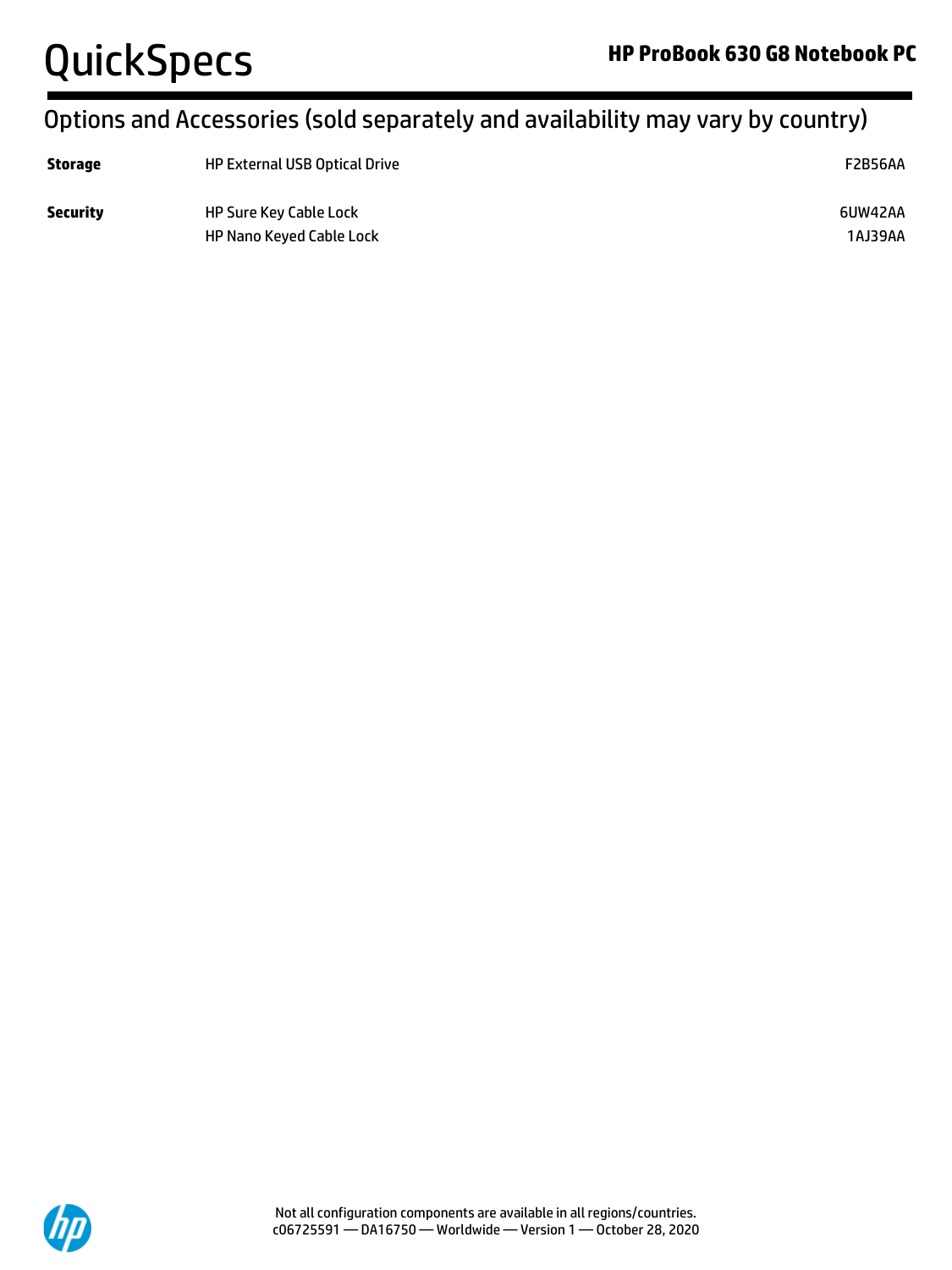## Options and Accessories (sold separately and availability may vary by country)

| | | |
|---|---|---|
| **Storage** | HP External USB Optical Drive | F2B56AA |
| **Security** | HP Sure Key Cable Lock | 6UW42AA |
| | HP Nano Keyed Cable Lock | 1AJ39AA |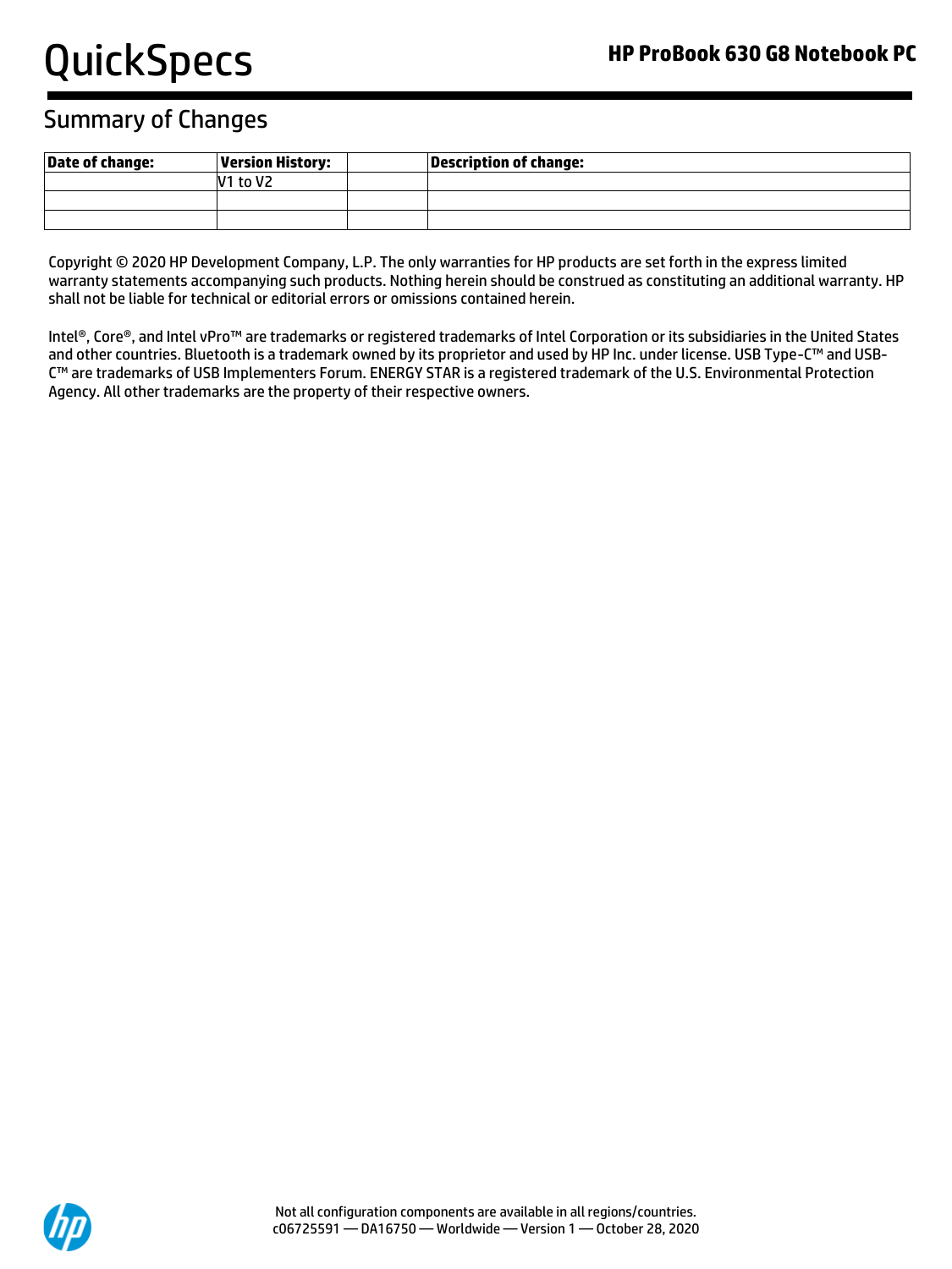## Summary of Changes

| Date of change: | Version History: | | Description of change: |
|---|---|---|---|
| | V1 to V2 | | |
| | | | |
| | | | |

Copyright © 2020 HP Development Company, L.P. The only warranties for HP products are set forth in the express limited warranty statements accompanying such products. Nothing herein should be construed as constituting an additional warranty. HP shall not be liable for technical or editorial errors or omissions contained herein.

Intel®, Core®, and Intel vPro™ are trademarks or registered trademarks of Intel Corporation or its subsidiaries in the United States and other countries. Bluetooth is a trademark owned by its proprietor and used by HP Inc. under license. USB Type-C™ and USB-C™ are trademarks of USB Implementers Forum. ENERGY STAR is a registered trademark of the U.S. Environmental Protection Agency. All other trademarks are the property of their respective owners.